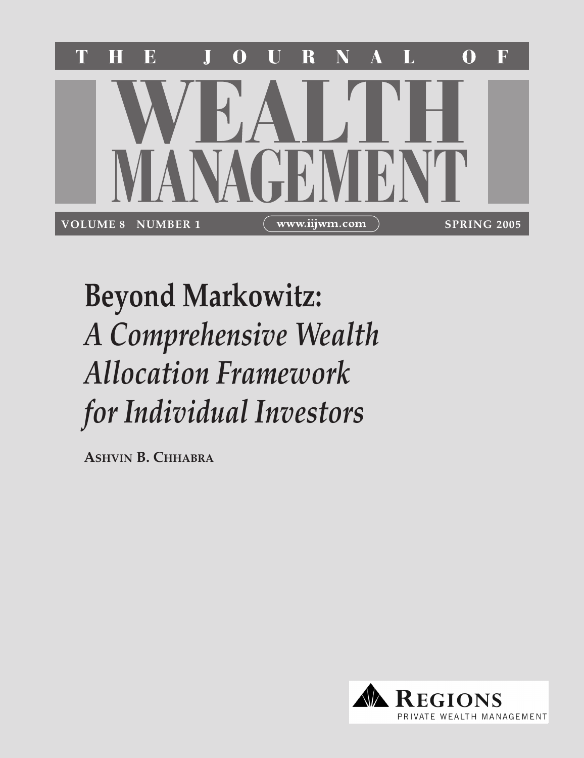# THE JOURNAL OF WEALTH MANAGEMENT

**VOLUME 8 NUMBER 1** | **www.iijwm.com** | **SPRING 2005**

# Beyond Markowitz:

## *A Comprehensive Wealth Allocation Framework for Individual Investors*

**ASHVIN B. CHHABRA**

REGIONS
PRIVATE WEALTH MANAGEMENT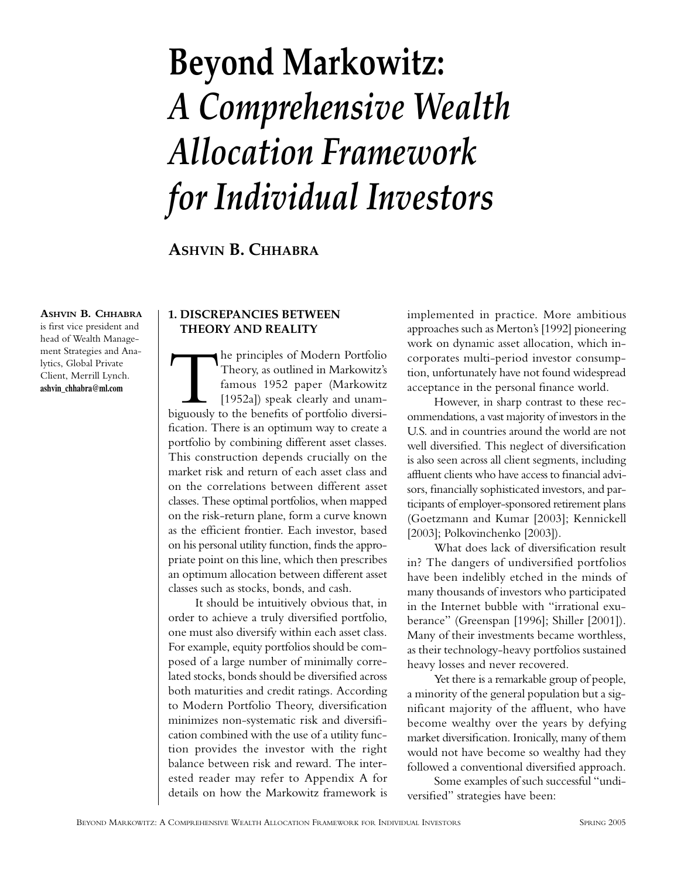# Beyond Markowitz: *A Comprehensive Wealth Allocation Framework for Individual Investors*

**Ashvin B. Chhabra**

**Ashvin B. Chhabra** is first vice president and head of Wealth Management Strategies and Analytics, Global Private Client, Merrill Lynch. **ashvin_chhabra@ml.com**

## 1. DISCREPANCIES BETWEEN THEORY AND REALITY

The principles of Modern Portfolio Theory, as outlined in Markowitz's famous 1952 paper (Markowitz [1952a]) speak clearly and unambiguously to the benefits of portfolio diversification. There is an optimum way to create a portfolio by combining different asset classes. This construction depends crucially on the market risk and return of each asset class and on the correlations between different asset classes. These optimal portfolios, when mapped on the risk-return plane, form a curve known as the efficient frontier. Each investor, based on his personal utility function, finds the appropriate point on this line, which then prescribes an optimum allocation between different asset classes such as stocks, bonds, and cash.

It should be intuitively obvious that, in order to achieve a truly diversified portfolio, one must also diversify within each asset class. For example, equity portfolios should be composed of a large number of minimally correlated stocks, bonds should be diversified across both maturities and credit ratings. According to Modern Portfolio Theory, diversification minimizes non-systematic risk and diversification combined with the use of a utility function provides the investor with the right balance between risk and reward. The interested reader may refer to Appendix A for details on how the Markowitz framework is implemented in practice. More ambitious approaches such as Merton's [1992] pioneering work on dynamic asset allocation, which incorporates multi-period investor consumption, unfortunately have not found widespread acceptance in the personal finance world.

However, in sharp contrast to these recommendations, a vast majority of investors in the U.S. and in countries around the world are not well diversified. This neglect of diversification is also seen across all client segments, including affluent clients who have access to financial advisors, financially sophisticated investors, and participants of employer-sponsored retirement plans (Goetzmann and Kumar [2003]; Kennickell [2003]; Polkovinchenko [2003]).

What does lack of diversification result in? The dangers of undiversified portfolios have been indelibly etched in the minds of many thousands of investors who participated in the Internet bubble with "irrational exuberance" (Greenspan [1996]; Shiller [2001]). Many of their investments became worthless, as their technology-heavy portfolios sustained heavy losses and never recovered.

Yet there is a remarkable group of people, a minority of the general population but a significant majority of the affluent, who have become wealthy over the years by defying market diversification. Ironically, many of them would not have become so wealthy had they followed a conventional diversified approach.

Some examples of such successful "undiversified" strategies have been: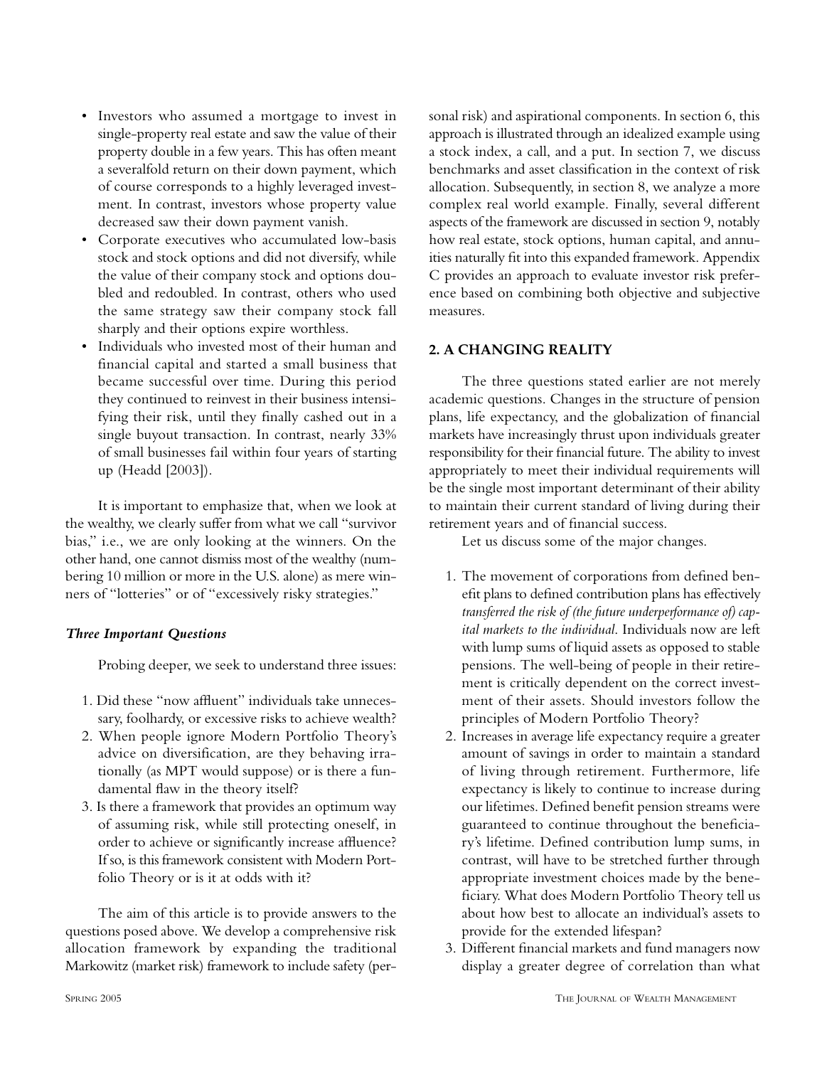- Investors who assumed a mortgage to invest in single-property real estate and saw the value of their property double in a few years. This has often meant a severalfold return on their down payment, which of course corresponds to a highly leveraged investment. In contrast, investors whose property value decreased saw their down payment vanish.
- Corporate executives who accumulated low-basis stock and stock options and did not diversify, while the value of their company stock and options doubled and redoubled. In contrast, others who used the same strategy saw their company stock fall sharply and their options expire worthless.
- Individuals who invested most of their human and financial capital and started a small business that became successful over time. During this period they continued to reinvest in their business intensifying their risk, until they finally cashed out in a single buyout transaction. In contrast, nearly 33% of small businesses fail within four years of starting up (Headd [2003]).

It is important to emphasize that, when we look at the wealthy, we clearly suffer from what we call "survivor bias," i.e., we are only looking at the winners. On the other hand, one cannot dismiss most of the wealthy (numbering 10 million or more in the U.S. alone) as mere winners of "lotteries" or of "excessively risky strategies."

### *Three Important Questions*

Probing deeper, we seek to understand three issues:

1. Did these "now affluent" individuals take unnecessary, foolhardy, or excessive risks to achieve wealth?
2. When people ignore Modern Portfolio Theory's advice on diversification, are they behaving irrationally (as MPT would suppose) or is there a fundamental flaw in the theory itself?
3. Is there a framework that provides an optimum way of assuming risk, while still protecting oneself, in order to achieve or significantly increase affluence? If so, is this framework consistent with Modern Portfolio Theory or is it at odds with it?

The aim of this article is to provide answers to the questions posed above. We develop a comprehensive risk allocation framework by expanding the traditional Markowitz (market risk) framework to include safety (personal risk) and aspirational components. In section 6, this approach is illustrated through an idealized example using a stock index, a call, and a put. In section 7, we discuss benchmarks and asset classification in the context of risk allocation. Subsequently, in section 8, we analyze a more complex real world example. Finally, several different aspects of the framework are discussed in section 9, notably how real estate, stock options, human capital, and annuities naturally fit into this expanded framework. Appendix C provides an approach to evaluate investor risk preference based on combining both objective and subjective measures.

## 2. A CHANGING REALITY

The three questions stated earlier are not merely academic questions. Changes in the structure of pension plans, life expectancy, and the globalization of financial markets have increasingly thrust upon individuals greater responsibility for their financial future. The ability to invest appropriately to meet their individual requirements will be the single most important determinant of their ability to maintain their current standard of living during their retirement years and of financial success.

Let us discuss some of the major changes.

1. The movement of corporations from defined benefit plans to defined contribution plans has effectively *transferred the risk of (the future underperformance of) capital markets to the individual*. Individuals now are left with lump sums of liquid assets as opposed to stable pensions. The well-being of people in their retirement is critically dependent on the correct investment of their assets. Should investors follow the principles of Modern Portfolio Theory?
2. Increases in average life expectancy require a greater amount of savings in order to maintain a standard of living through retirement. Furthermore, life expectancy is likely to continue to increase during our lifetimes. Defined benefit pension streams were guaranteed to continue throughout the beneficiary's lifetime. Defined contribution lump sums, in contrast, will have to be stretched further through appropriate investment choices made by the beneficiary. What does Modern Portfolio Theory tell us about how best to allocate an individual's assets to provide for the extended lifespan?
3. Different financial markets and fund managers now display a greater degree of correlation than what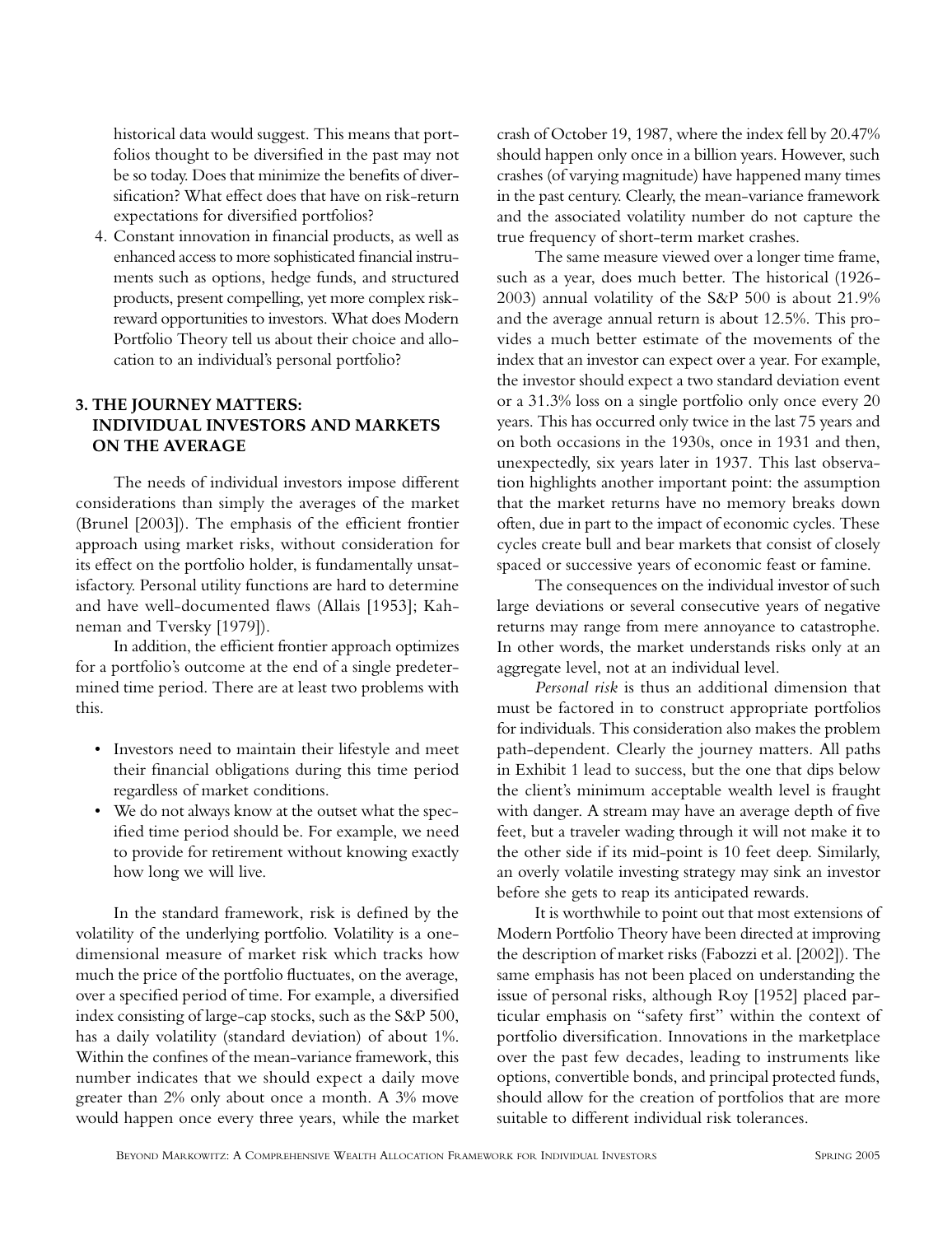historical data would suggest. This means that portfolios thought to be diversified in the past may not be so today. Does that minimize the benefits of diversification? What effect does that have on risk-return expectations for diversified portfolios?

4. Constant innovation in financial products, as well as enhanced access to more sophisticated financial instruments such as options, hedge funds, and structured products, present compelling, yet more complex risk-reward opportunities to investors. What does Modern Portfolio Theory tell us about their choice and allocation to an individual's personal portfolio?

## 3. THE JOURNEY MATTERS: INDIVIDUAL INVESTORS AND MARKETS ON THE AVERAGE

The needs of individual investors impose different considerations than simply the averages of the market (Brunel [2003]). The emphasis of the efficient frontier approach using market risks, without consideration for its effect on the portfolio holder, is fundamentally unsatisfactory. Personal utility functions are hard to determine and have well-documented flaws (Allais [1953]; Kahneman and Tversky [1979]).

In addition, the efficient frontier approach optimizes for a portfolio's outcome at the end of a single predetermined time period. There are at least two problems with this.

- Investors need to maintain their lifestyle and meet their financial obligations during this time period regardless of market conditions.
- We do not always know at the outset what the specified time period should be. For example, we need to provide for retirement without knowing exactly how long we will live.

In the standard framework, risk is defined by the volatility of the underlying portfolio. Volatility is a one-dimensional measure of market risk which tracks how much the price of the portfolio fluctuates, on the average, over a specified period of time. For example, a diversified index consisting of large-cap stocks, such as the S&P 500, has a daily volatility (standard deviation) of about 1%. Within the confines of the mean-variance framework, this number indicates that we should expect a daily move greater than 2% only about once a month. A 3% move would happen once every three years, while the market crash of October 19, 1987, where the index fell by 20.47% should happen only once in a billion years. However, such crashes (of varying magnitude) have happened many times in the past century. Clearly, the mean-variance framework and the associated volatility number do not capture the true frequency of short-term market crashes.

The same measure viewed over a longer time frame, such as a year, does much better. The historical (1926-2003) annual volatility of the S&P 500 is about 21.9% and the average annual return is about 12.5%. This provides a much better estimate of the movements of the index that an investor can expect over a year. For example, the investor should expect a two standard deviation event or a 31.3% loss on a single portfolio only once every 20 years. This has occurred only twice in the last 75 years and on both occasions in the 1930s, once in 1931 and then, unexpectedly, six years later in 1937. This last observation highlights another important point: the assumption that the market returns have no memory breaks down often, due in part to the impact of economic cycles. These cycles create bull and bear markets that consist of closely spaced or successive years of economic feast or famine.

The consequences on the individual investor of such large deviations or several consecutive years of negative returns may range from mere annoyance to catastrophe. In other words, the market understands risks only at an aggregate level, not at an individual level.

*Personal risk* is thus an additional dimension that must be factored in to construct appropriate portfolios for individuals. This consideration also makes the problem path-dependent. Clearly the journey matters. All paths in Exhibit 1 lead to success, but the one that dips below the client's minimum acceptable wealth level is fraught with danger. A stream may have an average depth of five feet, but a traveler wading through it will not make it to the other side if its mid-point is 10 feet deep. Similarly, an overly volatile investing strategy may sink an investor before she gets to reap its anticipated rewards.

It is worthwhile to point out that most extensions of Modern Portfolio Theory have been directed at improving the description of market risks (Fabozzi et al. [2002]). The same emphasis has not been placed on understanding the issue of personal risks, although Roy [1952] placed particular emphasis on "safety first" within the context of portfolio diversification. Innovations in the marketplace over the past few decades, leading to instruments like options, convertible bonds, and principal protected funds, should allow for the creation of portfolios that are more suitable to different individual risk tolerances.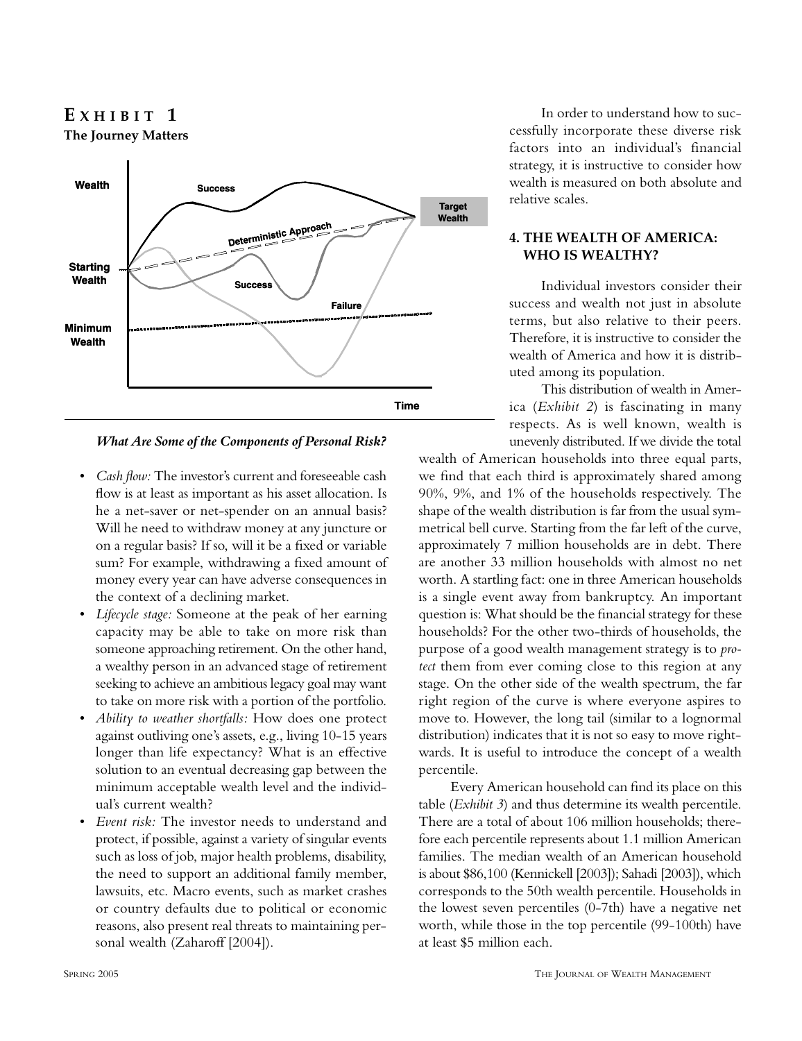## EXHIBIT 1

**The Journey Matters**

Wealth

Success

Target Wealth

Deterministic Approach

Starting Wealth

Success

Failure

Minimum Wealth

Time

### *What Are Some of the Components of Personal Risk?*

- *Cash flow:* The investor's current and foreseeable cash flow is at least as important as his asset allocation. Is he a net-saver or net-spender on an annual basis? Will he need to withdraw money at any juncture or on a regular basis? If so, will it be a fixed or variable sum? For example, withdrawing a fixed amount of money every year can have adverse consequences in the context of a declining market.
- *Lifecycle stage:* Someone at the peak of her earning capacity may be able to take on more risk than someone approaching retirement. On the other hand, a wealthy person in an advanced stage of retirement seeking to achieve an ambitious legacy goal may want to take on more risk with a portion of the portfolio.
- *Ability to weather shortfalls:* How does one protect against outliving one's assets, e.g., living 10-15 years longer than life expectancy? What is an effective solution to an eventual decreasing gap between the minimum acceptable wealth level and the individual's current wealth?
- *Event risk:* The investor needs to understand and protect, if possible, against a variety of singular events such as loss of job, major health problems, disability, the need to support an additional family member, lawsuits, etc. Macro events, such as market crashes or country defaults due to political or economic reasons, also present real threats to maintaining personal wealth (Zaharoff [2004]).

In order to understand how to successfully incorporate these diverse risk factors into an individual's financial strategy, it is instructive to consider how wealth is measured on both absolute and relative scales.

## 4. THE WEALTH OF AMERICA: WHO IS WEALTHY?

Individual investors consider their success and wealth not just in absolute terms, but also relative to their peers. Therefore, it is instructive to consider the wealth of America and how it is distributed among its population.

This distribution of wealth in America (*Exhibit 2*) is fascinating in many respects. As is well known, wealth is unevenly distributed. If we divide the total wealth of American households into three equal parts, we find that each third is approximately shared among 90%, 9%, and 1% of the households respectively. The shape of the wealth distribution is far from the usual symmetrical bell curve. Starting from the far left of the curve, approximately 7 million households are in debt. There are another 33 million households with almost no net worth. A startling fact: one in three American households is a single event away from bankruptcy. An important question is: What should be the financial strategy for these households? For the other two-thirds of households, the purpose of a good wealth management strategy is to *protect* them from ever coming close to this region at any stage. On the other side of the wealth spectrum, the far right region of the curve is where everyone aspires to move to. However, the long tail (similar to a lognormal distribution) indicates that it is not so easy to move rightwards. It is useful to introduce the concept of a wealth percentile.

Every American household can find its place on this table (*Exhibit 3*) and thus determine its wealth percentile. There are a total of about 106 million households; therefore each percentile represents about 1.1 million American families. The median wealth of an American household is about $86,100 (Kennickell [2003]); Sahadi [2003]), which corresponds to the 50th wealth percentile. Households in the lowest seven percentiles (0-7th) have a negative net worth, while those in the top percentile (99-100th) have at least $5 million each.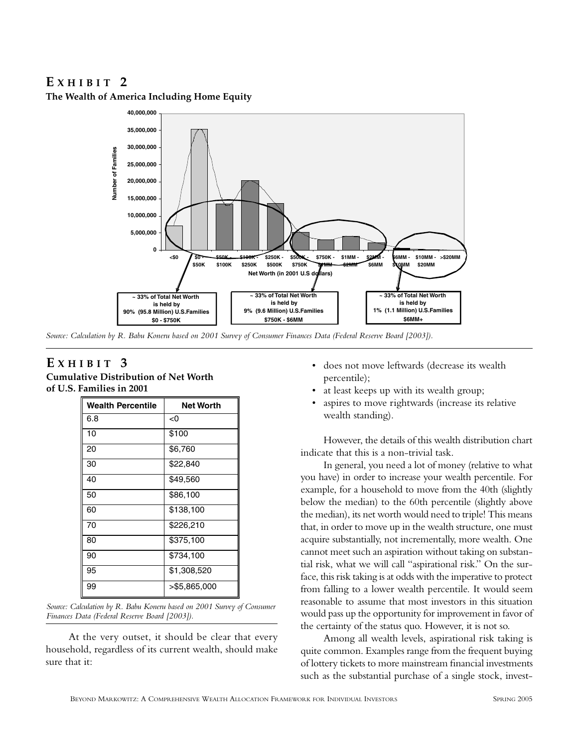## EXHIBIT 2

**The Wealth of America Including Home Equity**

*Source: Calculation by R. Babu Koneru based on 2001 Survey of Consumer Finances Data (Federal Reserve Board [2003]).*

## EXHIBIT 3

**Cumulative Distribution of Net Worth of U.S. Families in 2001**

| Wealth Percentile | Net Worth |
|---|---|
| 6.8 | <0 |
| 10 | $100 |
| 20 | $6,760 |
| 30 | $22,840 |
| 40 | $49,560 |
| 50 | $86,100 |
| 60 | $138,100 |
| 70 | $226,210 |
| 80 | $375,100 |
| 90 | $734,100 |
| 95 | $1,308,520 |
| 99 | >$5,865,000 |

*Source: Calculation by R. Babu Koneru based on 2001 Survey of Consumer Finances Data (Federal Reserve Board [2003]).*

At the very outset, it should be clear that every household, regardless of its current wealth, should make sure that it:

- does not move leftwards (decrease its wealth percentile);
- at least keeps up with its wealth group;
- aspires to move rightwards (increase its relative wealth standing).

However, the details of this wealth distribution chart indicate that this is a non-trivial task.

In general, you need a lot of money (relative to what you have) in order to increase your wealth percentile. For example, for a household to move from the 40th (slightly below the median) to the 60th percentile (slightly above the median), its net worth would need to triple! This means that, in order to move up in the wealth structure, one must acquire substantially, not incrementally, more wealth. One cannot meet such an aspiration without taking on substantial risk, what we will call "aspirational risk." On the surface, this risk taking is at odds with the imperative to protect from falling to a lower wealth percentile. It would seem reasonable to assume that most investors in this situation would pass up the opportunity for improvement in favor of the certainty of the status quo. However, it is not so.

Among all wealth levels, aspirational risk taking is quite common. Examples range from the frequent buying of lottery tickets to more mainstream financial investments such as the substantial purchase of a single stock, invest-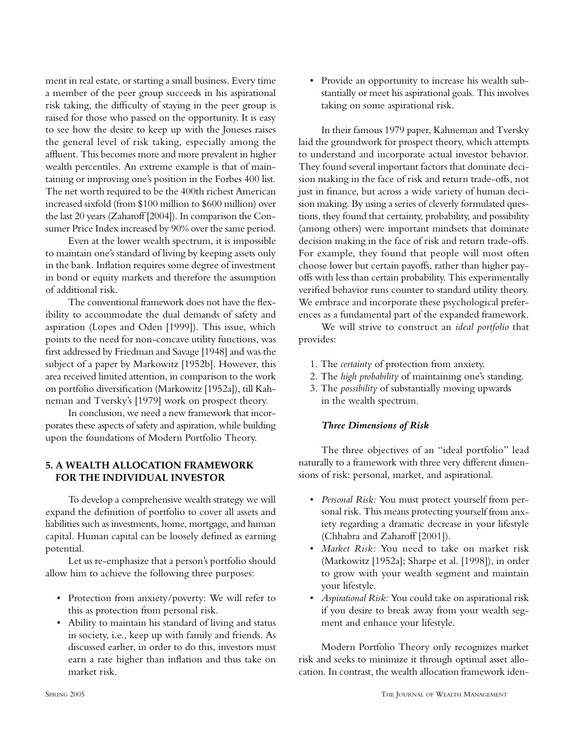ment in real estate, or starting a small business. Every time a member of the peer group succeeds in his aspirational risk taking, the difficulty of staying in the peer group is raised for those who passed on the opportunity. It is easy to see how the desire to keep up with the Joneses raises the general level of risk taking, especially among the affluent. This becomes more and more prevalent in higher wealth percentiles. An extreme example is that of maintaining or improving one's position in the Forbes 400 list. The net worth required to be the 400th richest American increased sixfold (from $100 million to $600 million) over the last 20 years (Zaharoff [2004]). In comparison the Consumer Price Index increased by 90% over the same period.

Even at the lower wealth spectrum, it is impossible to maintain one's standard of living by keeping assets only in the bank. Inflation requires some degree of investment in bond or equity markets and therefore the assumption of additional risk.

The conventional framework does not have the flexibility to accommodate the dual demands of safety and aspiration (Lopes and Oden [1999]). This issue, which points to the need for non-concave utility functions, was first addressed by Friedman and Savage [1948] and was the subject of a paper by Markowitz [1952b]. However, this area received limited attention, in comparison to the work on portfolio diversification (Markowitz [1952a]), till Kahneman and Tversky's [1979] work on prospect theory.

In conclusion, we need a new framework that incorporates these aspects of safety and aspiration, while building upon the foundations of Modern Portfolio Theory.

## 5. A WEALTH ALLOCATION FRAMEWORK FOR THE INDIVIDUAL INVESTOR

To develop a comprehensive wealth strategy we will expand the definition of portfolio to cover all assets and liabilities such as investments, home, mortgage, and human capital. Human capital can be loosely defined as earning potential.

Let us re-emphasize that a person's portfolio should allow him to achieve the following three purposes:

- Protection from anxiety/poverty: We will refer to this as protection from personal risk.
- Ability to maintain his standard of living and status in society, i.e., keep up with family and friends. As discussed earlier, in order to do this, investors must earn a rate higher than inflation and thus take on market risk.
- Provide an opportunity to increase his wealth substantially or meet his aspirational goals. This involves taking on some aspirational risk.

In their famous 1979 paper, Kahneman and Tversky laid the groundwork for prospect theory, which attempts to understand and incorporate actual investor behavior. They found several important factors that dominate decision making in the face of risk and return trade-offs, not just in finance, but across a wide variety of human decision making. By using a series of cleverly formulated questions, they found that certainty, probability, and possibility (among others) were important mindsets that dominate decision making in the face of risk and return trade-offs. For example, they found that people will most often choose lower but certain payoffs, rather than higher payoffs with less than certain probability. This experimentally verified behavior runs counter to standard utility theory. We embrace and incorporate these psychological preferences as a fundamental part of the expanded framework.

We will strive to construct an *ideal portfolio* that provides:

1. The *certainty* of protection from anxiety.
2. The *high probability* of maintaining one's standing.
3. The *possibility* of substantially moving upwards in the wealth spectrum.

### *Three Dimensions of Risk*

The three objectives of an "ideal portfolio" lead naturally to a framework with three very different dimensions of risk: personal, market, and aspirational.

- *Personal Risk:* You must protect yourself from personal risk. This means protecting yourself from anxiety regarding a dramatic decrease in your lifestyle (Chhabra and Zaharoff [2001]).
- *Market Risk:* You need to take on market risk (Markowitz [1952a]; Sharpe et al. [1998]), in order to grow with your wealth segment and maintain your lifestyle.
- *Aspirational Risk:* You could take on aspirational risk if you desire to break away from your wealth segment and enhance your lifestyle.

Modern Portfolio Theory only recognizes market risk and seeks to minimize it through optimal asset allocation. In contrast, the wealth allocation framework iden-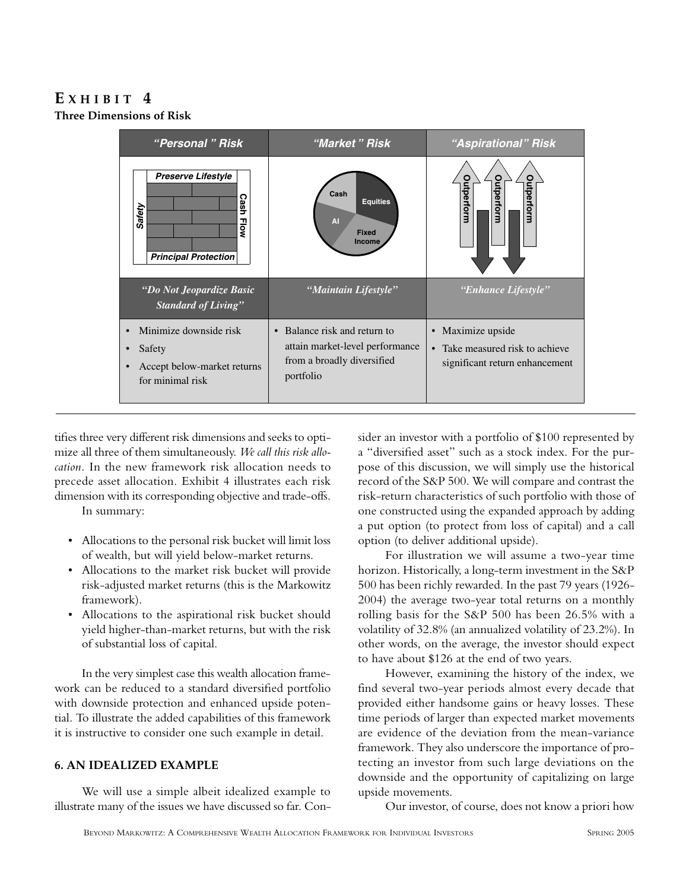## EXHIBIT 4

**Three Dimensions of Risk**

| *"Personal" Risk* | *"Market" Risk* | *"Aspirational" Risk* |
|---|---|---|
| Preserve Lifestyle / Safety / Cash Flow / Principal Protection | Cash / Equities / AI / Fixed Income | Outperform / Outperform / Outperform |
| *"Do Not Jeopardize Basic Standard of Living"* | *"Maintain Lifestyle"* | *"Enhance Lifestyle"* |
| • Minimize downside risk<br>• Safety<br>• Accept below-market returns for minimal risk | • Balance risk and return to attain market-level performance from a broadly diversified portfolio | • Maximize upside<br>• Take measured risk to achieve significant return enhancement |

tifies three very different risk dimensions and seeks to optimize all three of them simultaneously. *We call this risk allocation*. In the new framework risk allocation needs to precede asset allocation. Exhibit 4 illustrates each risk dimension with its corresponding objective and trade-offs.

In summary:

- Allocations to the personal risk bucket will limit loss of wealth, but will yield below-market returns.
- Allocations to the market risk bucket will provide risk-adjusted market returns (this is the Markowitz framework).
- Allocations to the aspirational risk bucket should yield higher-than-market returns, but with the risk of substantial loss of capital.

In the very simplest case this wealth allocation framework can be reduced to a standard diversified portfolio with downside protection and enhanced upside potential. To illustrate the added capabilities of this framework it is instructive to consider one such example in detail.

### 6. AN IDEALIZED EXAMPLE

We will use a simple albeit idealized example to illustrate many of the issues we have discussed so far. Consider an investor with a portfolio of $100 represented by a "diversified asset" such as a stock index. For the purpose of this discussion, we will simply use the historical record of the S&P 500. We will compare and contrast the risk-return characteristics of such portfolio with those of one constructed using the expanded approach by adding a put option (to protect from loss of capital) and a call option (to deliver additional upside).

For illustration we will assume a two-year time horizon. Historically, a long-term investment in the S&P 500 has been richly rewarded. In the past 79 years (1926-2004) the average two-year total returns on a monthly rolling basis for the S&P 500 has been 26.5% with a volatility of 32.8% (an annualized volatility of 23.2%). In other words, on the average, the investor should expect to have about $126 at the end of two years.

However, examining the history of the index, we find several two-year periods almost every decade that provided either handsome gains or heavy losses. These time periods of larger than expected market movements are evidence of the deviation from the mean-variance framework. They also underscore the importance of protecting an investor from such large deviations on the downside and the opportunity of capitalizing on large upside movements.

Our investor, of course, does not know a priori how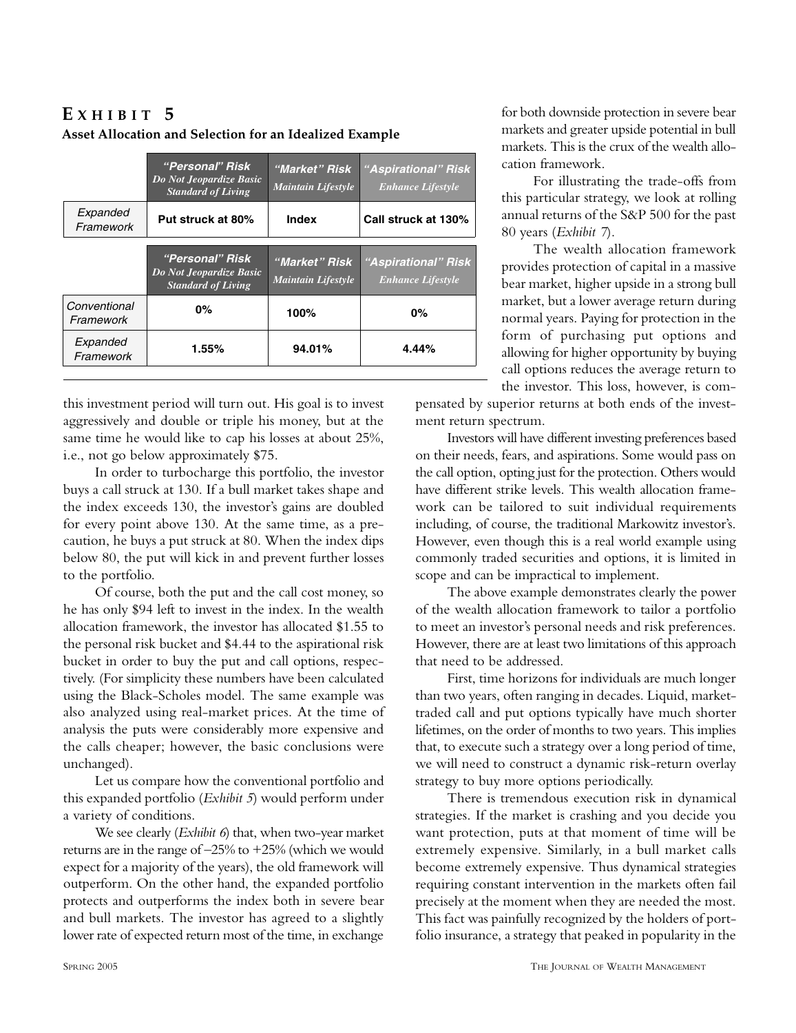## EXHIBIT 5

**Asset Allocation and Selection for an Idealized Example**

| | *"Personal" Risk* *Do Not Jeopardize Basic Standard of Living* | *"Market" Risk* *Maintain Lifestyle* | *"Aspirational" Risk* *Enhance Lifestyle* |
|---|---|---|---|
| *Expanded Framework* | **Put struck at 80%** | **Index** | **Call struck at 130%** |

| | *"Personal" Risk* *Do Not Jeopardize Basic Standard of Living* | *"Market" Risk* *Maintain Lifestyle* | *"Aspirational" Risk* *Enhance Lifestyle* |
|---|---|---|---|
| *Conventional Framework* | **0%** | **100%** | **0%** |
| *Expanded Framework* | **1.55%** | **94.01%** | **4.44%** |

this investment period will turn out. His goal is to invest aggressively and double or triple his money, but at the same time he would like to cap his losses at about 25%, i.e., not go below approximately $75.

In order to turbocharge this portfolio, the investor buys a call struck at 130. If a bull market takes shape and the index exceeds 130, the investor's gains are doubled for every point above 130. At the same time, as a precaution, he buys a put struck at 80. When the index dips below 80, the put will kick in and prevent further losses to the portfolio.

Of course, both the put and the call cost money, so he has only $94 left to invest in the index. In the wealth allocation framework, the investor has allocated $1.55 to the personal risk bucket and $4.44 to the aspirational risk bucket in order to buy the put and call options, respectively. (For simplicity these numbers have been calculated using the Black-Scholes model. The same example was also analyzed using real-market prices. At the time of analysis the puts were considerably more expensive and the calls cheaper; however, the basic conclusions were unchanged).

Let us compare how the conventional portfolio and this expanded portfolio (*Exhibit 5*) would perform under a variety of conditions.

We see clearly (*Exhibit 6*) that, when two-year market returns are in the range of −25% to +25% (which we would expect for a majority of the years), the old framework will outperform. On the other hand, the expanded portfolio protects and outperforms the index both in severe bear and bull markets. The investor has agreed to a slightly lower rate of expected return most of the time, in exchange for both downside protection in severe bear markets and greater upside potential in bull markets. This is the crux of the wealth allocation framework.

For illustrating the trade-offs from this particular strategy, we look at rolling annual returns of the S&P 500 for the past 80 years (*Exhibit 7*).

The wealth allocation framework provides protection of capital in a massive bear market, higher upside in a strong bull market, but a lower average return during normal years. Paying for protection in the form of purchasing put options and allowing for higher opportunity by buying call options reduces the average return to the investor. This loss, however, is compensated by superior returns at both ends of the investment return spectrum.

Investors will have different investing preferences based on their needs, fears, and aspirations. Some would pass on the call option, opting just for the protection. Others would have different strike levels. This wealth allocation framework can be tailored to suit individual requirements including, of course, the traditional Markowitz investor's. However, even though this is a real world example using commonly traded securities and options, it is limited in scope and can be impractical to implement.

The above example demonstrates clearly the power of the wealth allocation framework to tailor a portfolio to meet an investor's personal needs and risk preferences. However, there are at least two limitations of this approach that need to be addressed.

First, time horizons for individuals are much longer than two years, often ranging in decades. Liquid, market-traded call and put options typically have much shorter lifetimes, on the order of months to two years. This implies that, to execute such a strategy over a long period of time, we will need to construct a dynamic risk-return overlay strategy to buy more options periodically.

There is tremendous execution risk in dynamical strategies. If the market is crashing and you decide you want protection, puts at that moment of time will be extremely expensive. Similarly, in a bull market calls become extremely expensive. Thus dynamical strategies requiring constant intervention in the markets often fail precisely at the moment when they are needed the most. This fact was painfully recognized by the holders of portfolio insurance, a strategy that peaked in popularity in the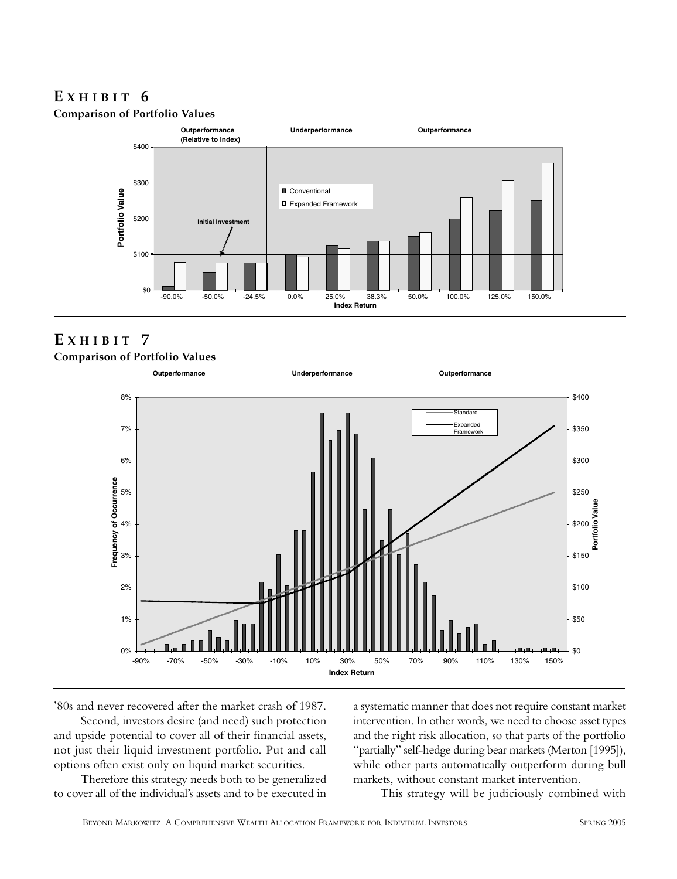## EXHIBIT 6

**Comparison of Portfolio Values**

## EXHIBIT 7

**Comparison of Portfolio Values**

'80s and never recovered after the market crash of 1987.

Second, investors desire (and need) such protection and upside potential to cover all of their financial assets, not just their liquid investment portfolio. Put and call options often exist only on liquid market securities.

Therefore this strategy needs both to be generalized to cover all of the individual's assets and to be executed in a systematic manner that does not require constant market intervention. In other words, we need to choose asset types and the right risk allocation, so that parts of the portfolio "partially" self-hedge during bear markets (Merton [1995]), while other parts automatically outperform during bull markets, without constant market intervention.

This strategy will be judiciously combined with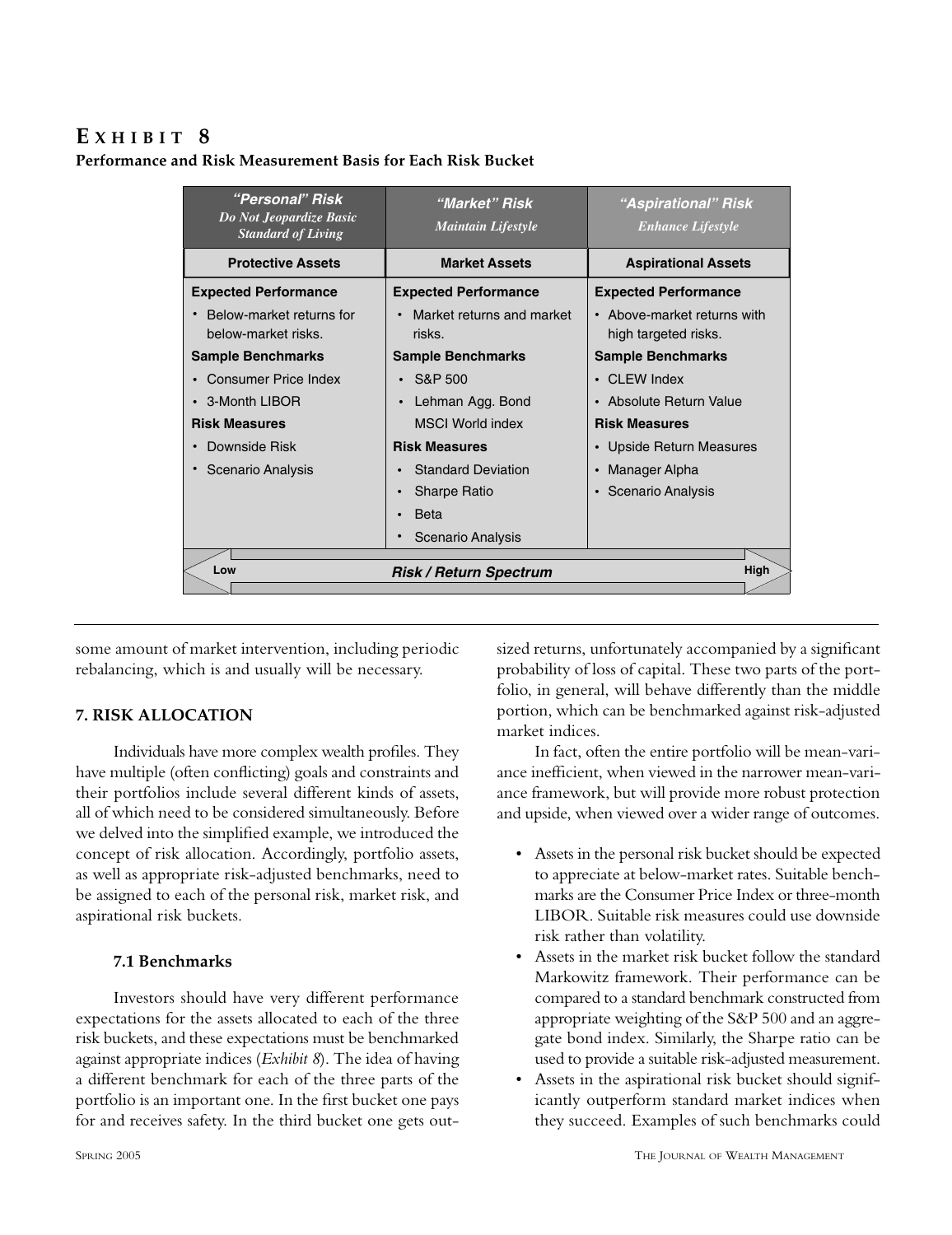## EXHIBIT 8
**Performance and Risk Measurement Basis for Each Risk Bucket**

| *"Personal" Risk* *Do Not Jeopardize Basic Standard of Living* | *"Market" Risk* *Maintain Lifestyle* | *"Aspirational" Risk* *Enhance Lifestyle* |
|---|---|---|
| **Protective Assets** | **Market Assets** | **Aspirational Assets** |
| **Expected Performance** | **Expected Performance** | **Expected Performance** |
| • Below-market returns for below-market risks. | • Market returns and market risks. | • Above-market returns with high targeted risks. |
| **Sample Benchmarks** | **Sample Benchmarks** | **Sample Benchmarks** |
| • Consumer Price Index | • S&P 500 | • CLEW Index |
| • 3-Month LIBOR | • Lehman Agg. Bond MSCI World index | • Absolute Return Value |
| **Risk Measures** | **Risk Measures** | **Risk Measures** |
| • Downside Risk | • Standard Deviation | • Upside Return Measures |
| • Scenario Analysis | • Sharpe Ratio | • Manager Alpha |
| | • Beta | • Scenario Analysis |
| | • Scenario Analysis | |
| Low | ***Risk / Return Spectrum*** | High |

some amount of market intervention, including periodic rebalancing, which is and usually will be necessary.

### 7. RISK ALLOCATION

Individuals have more complex wealth profiles. They have multiple (often conflicting) goals and constraints and their portfolios include several different kinds of assets, all of which need to be considered simultaneously. Before we delved into the simplified example, we introduced the concept of risk allocation. Accordingly, portfolio assets, as well as appropriate risk-adjusted benchmarks, need to be assigned to each of the personal risk, market risk, and aspirational risk buckets.

#### 7.1 Benchmarks

Investors should have very different performance expectations for the assets allocated to each of the three risk buckets, and these expectations must be benchmarked against appropriate indices (*Exhibit 8*). The idea of having a different benchmark for each of the three parts of the portfolio is an important one. In the first bucket one pays for and receives safety. In the third bucket one gets outsized returns, unfortunately accompanied by a significant probability of loss of capital. These two parts of the portfolio, in general, will behave differently than the middle portion, which can be benchmarked against risk-adjusted market indices.

In fact, often the entire portfolio will be mean-variance inefficient, when viewed in the narrower mean-variance framework, but will provide more robust protection and upside, when viewed over a wider range of outcomes.

- Assets in the personal risk bucket should be expected to appreciate at below-market rates. Suitable benchmarks are the Consumer Price Index or three-month LIBOR. Suitable risk measures could use downside risk rather than volatility.
- Assets in the market risk bucket follow the standard Markowitz framework. Their performance can be compared to a standard benchmark constructed from appropriate weighting of the S&P 500 and an aggregate bond index. Similarly, the Sharpe ratio can be used to provide a suitable risk-adjusted measurement.
- Assets in the aspirational risk bucket should significantly outperform standard market indices when they succeed. Examples of such benchmarks could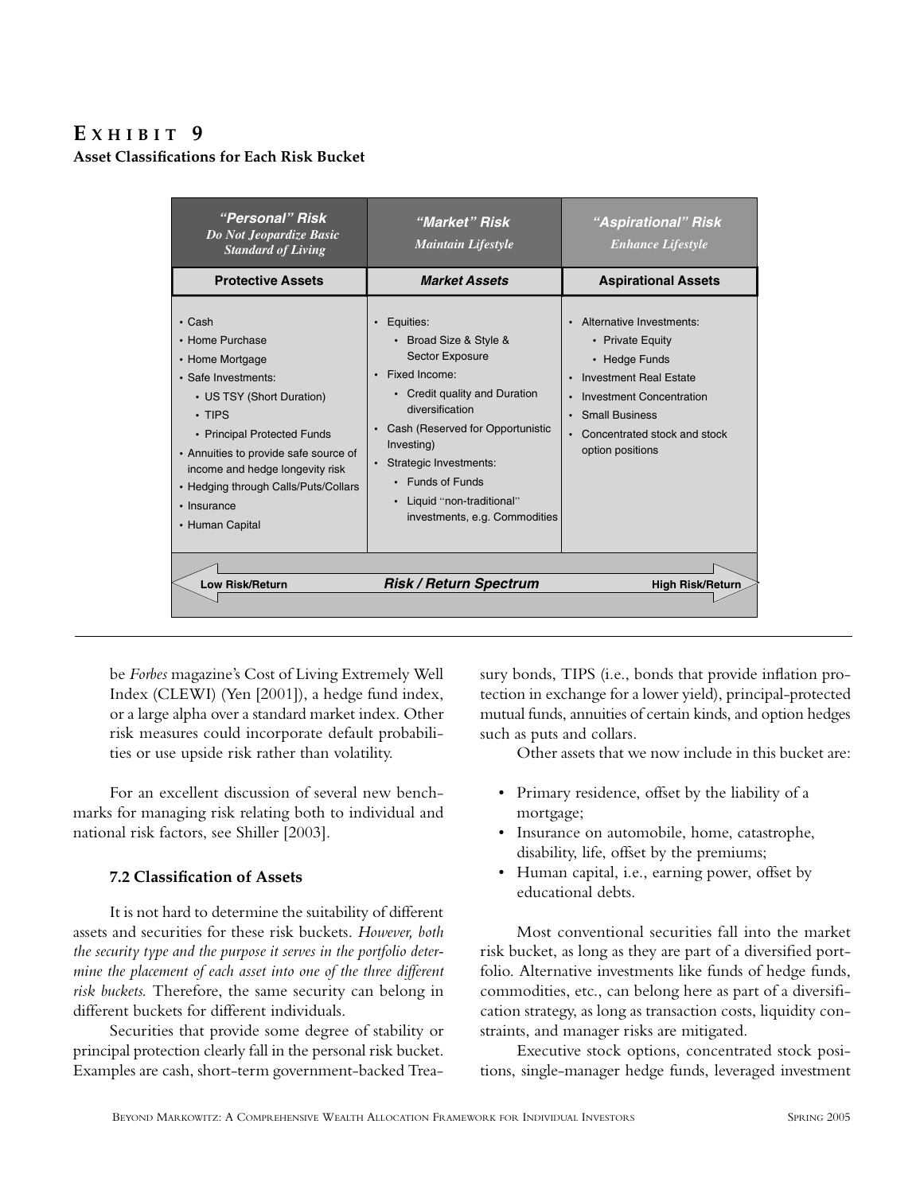# EXHIBIT 9

**Asset Classifications for Each Risk Bucket**

| *"Personal" Risk* *Do Not Jeopardize Basic Standard of Living* | *"Market" Risk* *Maintain Lifestyle* | *"Aspirational" Risk* *Enhance Lifestyle* |
|---|---|---|
| **Protective Assets** | ***Market Assets*** | **Aspirational Assets** |
| • Cash<br>• Home Purchase<br>• Home Mortgage<br>• Safe Investments:<br>  • US TSY (Short Duration)<br>  • TIPS<br>  • Principal Protected Funds<br>• Annuities to provide safe source of income and hedge longevity risk<br>• Hedging through Calls/Puts/Collars<br>• Insurance<br>• Human Capital | • Equities:<br>  • Broad Size & Style & Sector Exposure<br>• Fixed Income:<br>  • Credit quality and Duration diversification<br>• Cash (Reserved for Opportunistic Investing)<br>• Strategic Investments:<br>  • Funds of Funds<br>  • Liquid "non-traditional" investments, e.g. Commodities | • Alternative Investments:<br>  • Private Equity<br>  • Hedge Funds<br>• Investment Real Estate<br>• Investment Concentration<br>• Small Business<br>• Concentrated stock and stock option positions |
| Low Risk/Return | ***Risk / Return Spectrum*** | High Risk/Return |

be *Forbes* magazine's Cost of Living Extremely Well Index (CLEWI) (Yen [2001]), a hedge fund index, or a large alpha over a standard market index. Other risk measures could incorporate default probabilities or use upside risk rather than volatility.

For an excellent discussion of several new benchmarks for managing risk relating both to individual and national risk factors, see Shiller [2003].

### 7.2 Classification of Assets

It is not hard to determine the suitability of different assets and securities for these risk buckets. *However, both the security type and the purpose it serves in the portfolio determine the placement of each asset into one of the three different risk buckets.* Therefore, the same security can belong in different buckets for different individuals.

Securities that provide some degree of stability or principal protection clearly fall in the personal risk bucket. Examples are cash, short-term government-backed Treasury bonds, TIPS (i.e., bonds that provide inflation protection in exchange for a lower yield), principal-protected mutual funds, annuities of certain kinds, and option hedges such as puts and collars.

Other assets that we now include in this bucket are:

- Primary residence, offset by the liability of a mortgage;
- Insurance on automobile, home, catastrophe, disability, life, offset by the premiums;
- Human capital, i.e., earning power, offset by educational debts.

Most conventional securities fall into the market risk bucket, as long as they are part of a diversified portfolio. Alternative investments like funds of hedge funds, commodities, etc., can belong here as part of a diversification strategy, as long as transaction costs, liquidity constraints, and manager risks are mitigated.

Executive stock options, concentrated stock positions, single-manager hedge funds, leveraged investment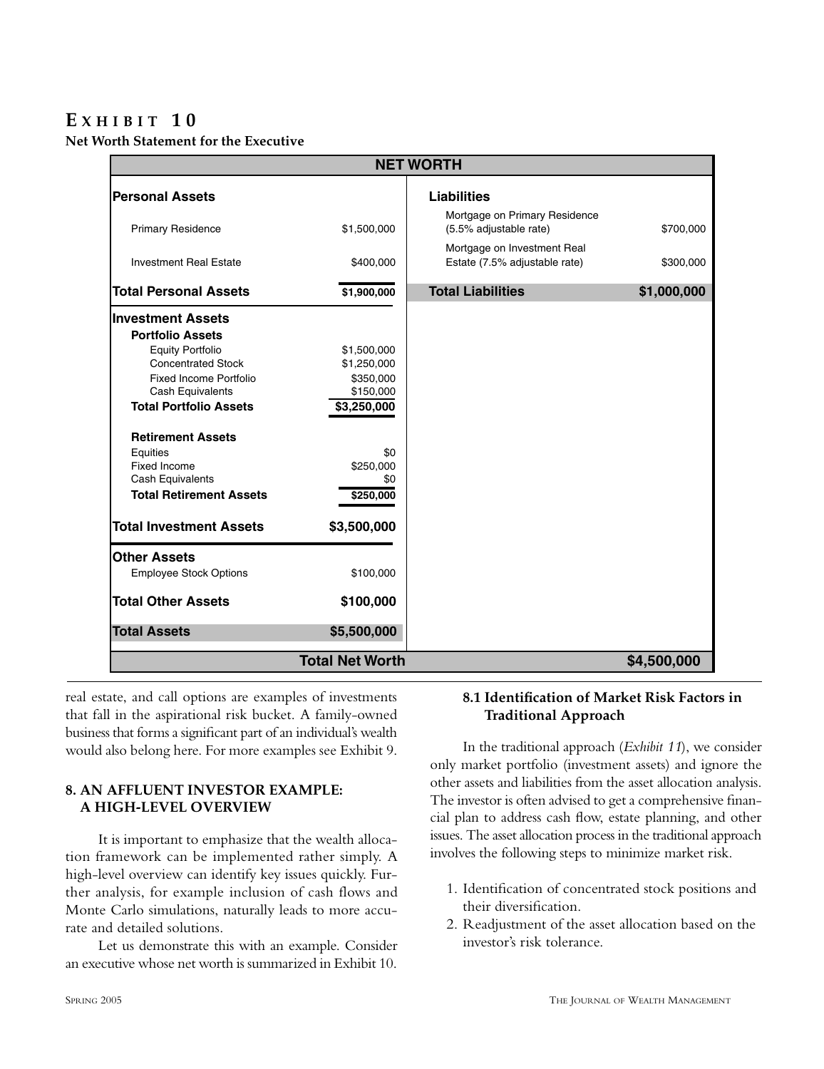## EXHIBIT 10

**Net Worth Statement for the Executive**

| NET WORTH | | | |
|---|---|---|---|
| **Personal Assets** | | **Liabilities** | |
| Primary Residence | $1,500,000 | Mortgage on Primary Residence (5.5% adjustable rate) | $700,000 |
| Investment Real Estate | $400,000 | Mortgage on Investment Real Estate (7.5% adjustable rate) | $300,000 |
| **Total Personal Assets** | **$1,900,000** | **Total Liabilities** | **$1,000,000** |
| **Investment Assets** | | | |
| **Portfolio Assets** | | | |
| Equity Portfolio | $1,500,000 | | |
| Concentrated Stock | $1,250,000 | | |
| Fixed Income Portfolio | $350,000 | | |
| Cash Equivalents | $150,000 | | |
| **Total Portfolio Assets** | **$3,250,000** | | |
| **Retirement Assets** | | | |
| Equities | $0 | | |
| Fixed Income | $250,000 | | |
| Cash Equivalents | $0 | | |
| **Total Retirement Assets** | **$250,000** | | |
| **Total Investment Assets** | **$3,500,000** | | |
| **Other Assets** | | | |
| Employee Stock Options | $100,000 | | |
| **Total Other Assets** | **$100,000** | | |
| **Total Assets** | **$5,500,000** | | |
| **Total Net Worth** | | | **$4,500,000** |

real estate, and call options are examples of investments that fall in the aspirational risk bucket. A family-owned business that forms a significant part of an individual's wealth would also belong here. For more examples see Exhibit 9.

### 8. AN AFFLUENT INVESTOR EXAMPLE: A HIGH-LEVEL OVERVIEW

It is important to emphasize that the wealth allocation framework can be implemented rather simply. A high-level overview can identify key issues quickly. Further analysis, for example inclusion of cash flows and Monte Carlo simulations, naturally leads to more accurate and detailed solutions.

Let us demonstrate this with an example. Consider an executive whose net worth is summarized in Exhibit 10.

#### 8.1 Identification of Market Risk Factors in Traditional Approach

In the traditional approach (*Exhibit 11*), we consider only market portfolio (investment assets) and ignore the other assets and liabilities from the asset allocation analysis. The investor is often advised to get a comprehensive financial plan to address cash flow, estate planning, and other issues. The asset allocation process in the traditional approach involves the following steps to minimize market risk.

1. Identification of concentrated stock positions and their diversification.
2. Readjustment of the asset allocation based on the investor's risk tolerance.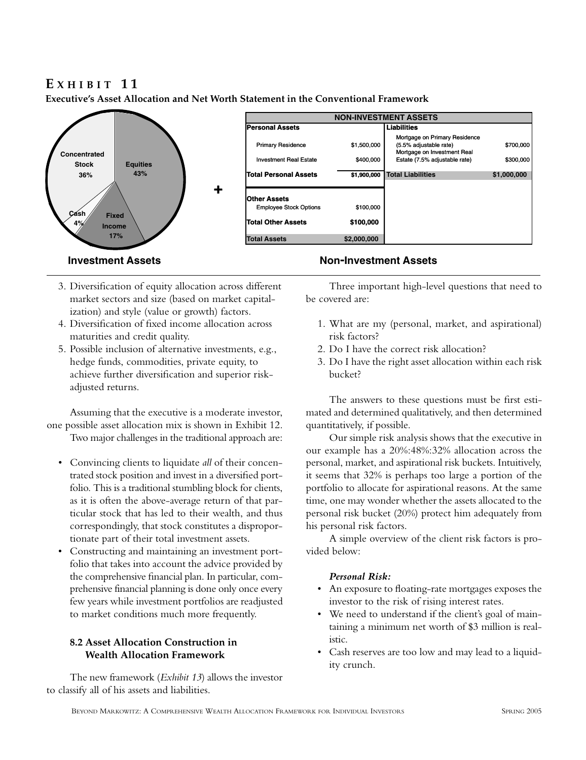## EXHIBIT 11

**Executive's Asset Allocation and Net Worth Statement in the Conventional Framework**

**Investment Assets**

| Asset | Allocation |
|---|---|
| Concentrated Stock | 36% |
| Equities | 43% |
| Fixed Income | 17% |
| Cash | 4% |

+

**Non-Investment Assets**

| NON-INVESTMENT ASSETS | | | |
|---|---|---|---|
| **Personal Assets** | | **Liabilities** | |
| Primary Residence | $1,500,000 | Mortgage on Primary Residence (5.5% adjustable rate) | $700,000 |
| Investment Real Estate | $400,000 | Mortgage on Investment Real Estate (7.5% adjustable rate) | $300,000 |
| **Total Personal Assets** | **$1,900,000** | **Total Liabilities** | **$1,000,000** |
| **Other Assets** | | | |
| Employee Stock Options | $100,000 | | |
| **Total Other Assets** | **$100,000** | | |
| **Total Assets** | **$2,000,000** | | |

3. Diversification of equity allocation across different market sectors and size (based on market capitalization) and style (value or growth) factors.
4. Diversification of fixed income allocation across maturities and credit quality.
5. Possible inclusion of alternative investments, e.g., hedge funds, commodities, private equity, to achieve further diversification and superior risk-adjusted returns.

Assuming that the executive is a moderate investor, one possible asset allocation mix is shown in Exhibit 12.

Two major challenges in the traditional approach are:

- Convincing clients to liquidate *all* of their concentrated stock position and invest in a diversified portfolio. This is a traditional stumbling block for clients, as it is often the above-average return of that particular stock that has led to their wealth, and thus correspondingly, that stock constitutes a disproportionate part of their total investment assets.
- Constructing and maintaining an investment portfolio that takes into account the advice provided by the comprehensive financial plan. In particular, comprehensive financial planning is done only once every few years while investment portfolios are readjusted to market conditions much more frequently.

### 8.2 Asset Allocation Construction in Wealth Allocation Framework

The new framework (*Exhibit 13*) allows the investor to classify all of his assets and liabilities.

Three important high-level questions that need to be covered are:

1. What are my (personal, market, and aspirational) risk factors?
2. Do I have the correct risk allocation?
3. Do I have the right asset allocation within each risk bucket?

The answers to these questions must be first estimated and determined qualitatively, and then determined quantitatively, if possible.

Our simple risk analysis shows that the executive in our example has a 20%:48%:32% allocation across the personal, market, and aspirational risk buckets. Intuitively, it seems that 32% is perhaps too large a portion of the portfolio to allocate for aspirational reasons. At the same time, one may wonder whether the assets allocated to the personal risk bucket (20%) protect him adequately from his personal risk factors.

A simple overview of the client risk factors is provided below:

***Personal Risk:***

- An exposure to floating-rate mortgages exposes the investor to the risk of rising interest rates.
- We need to understand if the client's goal of maintaining a minimum net worth of $3 million is realistic.
- Cash reserves are too low and may lead to a liquidity crunch.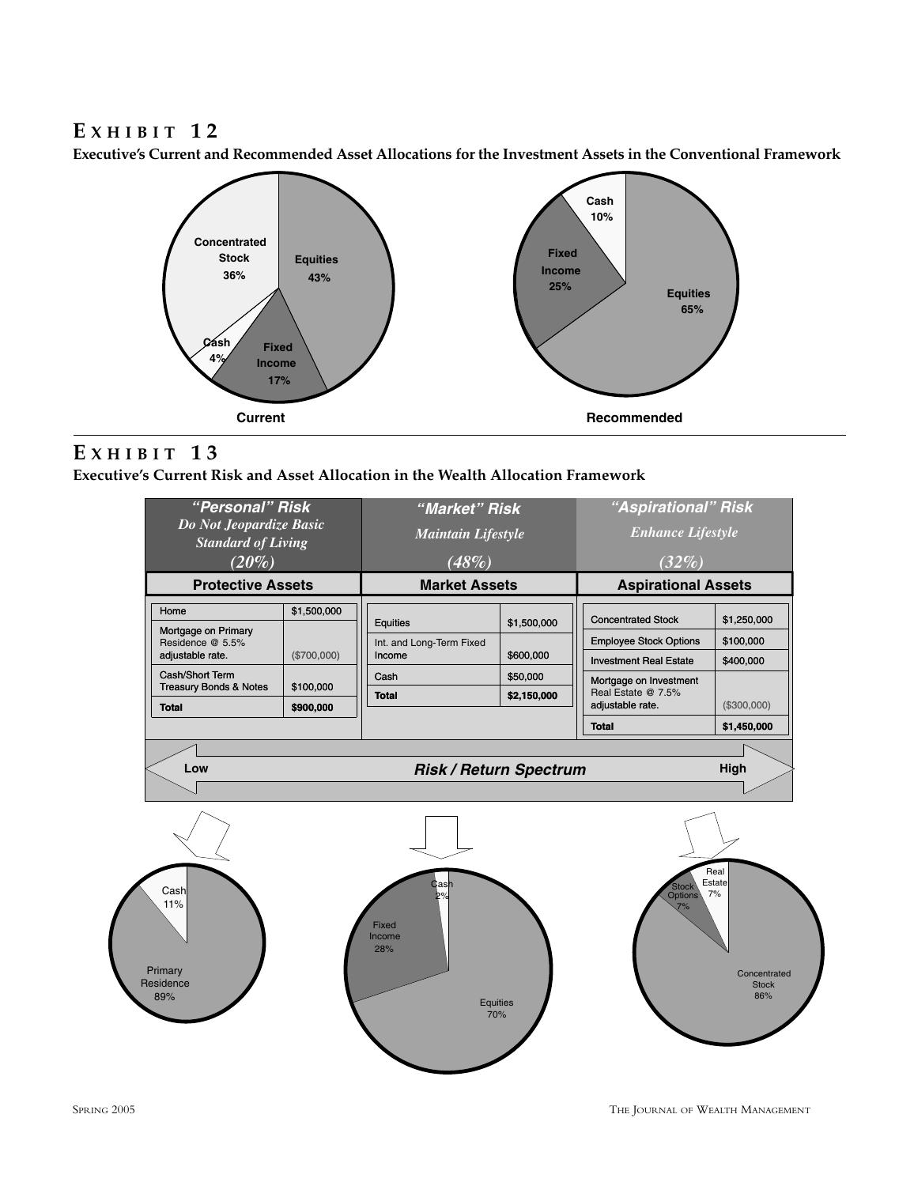# EXHIBIT 12

**Executive's Current and Recommended Asset Allocations for the Investment Assets in the Conventional Framework**

**Current**

| Asset | Allocation |
|---|---|
| Concentrated Stock | 36% |
| Equities | 43% |
| Cash | 4% |
| Fixed Income | 17% |

**Recommended**

| Asset | Allocation |
|---|---|
| Cash | 10% |
| Fixed Income | 25% |
| Equities | 65% |

# EXHIBIT 13

**Executive's Current Risk and Asset Allocation in the Wealth Allocation Framework**

| *"Personal" Risk* | | *"Market" Risk* | | *"Aspirational" Risk* | |
|---|---|---|---|---|---|
| *Do Not Jeopardize Basic Standard of Living* | | *Maintain Lifestyle* | | *Enhance Lifestyle* | |
| *(20%)* | | *(48%)* | | *(32%)* | |
| **Protective Assets** | | **Market Assets** | | **Aspirational Assets** | |
| Home | $1,500,000 | Equities | $1,500,000 | Concentrated Stock | $1,250,000 |
| Mortgage on Primary Residence @ 5.5% adjustable rate. | ($700,000) | Int. and Long-Term Fixed Income | $600,000 | Employee Stock Options | $100,000 |
| Cash/Short Term Treasury Bonds & Notes | $100,000 | Cash | $50,000 | Investment Real Estate | $400,000 |
| **Total** | **$900,000** | **Total** | **$2,150,000** | Mortgage on Investment Real Estate @ 7.5% adjustable rate. | ($300,000) |
| | | | | **Total** | **$1,450,000** |

Low — ***Risk / Return Spectrum*** — High

| Protective Assets | | Market Assets | | Aspirational Assets | |
|---|---|---|---|---|---|
| Primary Residence | 89% | Equities | 70% | Concentrated Stock | 86% |
| Cash | 11% | Fixed Income | 28% | Stock Options | 7% |
| | | Cash | 2% | Real Estate | 7% |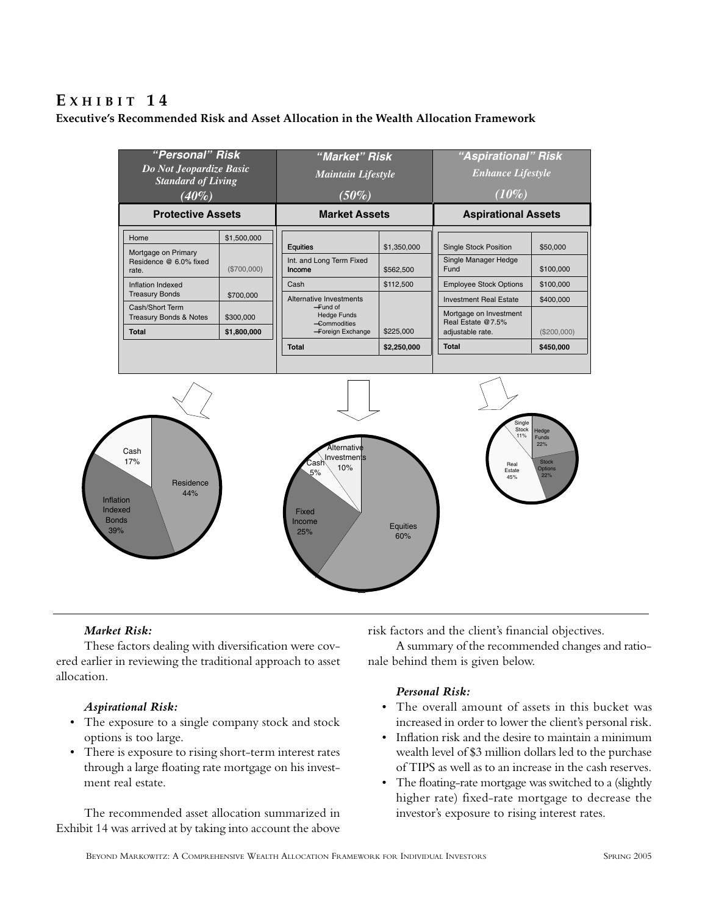# EXHIBIT 14

**Executive's Recommended Risk and Asset Allocation in the Wealth Allocation Framework**

| *"Personal" Risk* *Do Not Jeopardize Basic Standard of Living* *(40%)* | | *"Market" Risk* *Maintain Lifestyle* *(50%)* | | *"Aspirational" Risk* *Enhance Lifestyle* *(10%)* | |
|---|---|---|---|---|---|
| **Protective Assets** | | **Market Assets** | | **Aspirational Assets** | |
| Home | $1,500,000 | Equities | $1,350,000 | Single Stock Position | $50,000 |
| Mortgage on Primary Residence @ 6.0% fixed rate. | ($700,000) | Int. and Long Term Fixed Income | $562,500 | Single Manager Hedge Fund | $100,000 |
| Inflation Indexed Treasury Bonds | $700,000 | Cash | $112,500 | Employee Stock Options | $100,000 |
| Cash/Short Term Treasury Bonds & Notes | $300,000 | Alternative Investments –Fund of Hedge Funds –Commodities –Foreign Exchange | $225,000 | Investment Real Estate | $400,000 |
| | | | | Mortgage on Investment Real Estate @7.5% adjustable rate. | ($200,000) |
| **Total** | **$1,800,000** | **Total** | **$2,250,000** | **Total** | **$450,000** |

Protective Assets: Residence 44%, Inflation Indexed Bonds 39%, Cash 17%

Market Assets: Equities 60%, Fixed Income 25%, Alternative Investments 10%, Cash 5%

Aspirational Assets: Real Estate 45%, Hedge Funds 22%, Stock Options 22%, Single Stock 11%

***Market Risk:***

These factors dealing with diversification were covered earlier in reviewing the traditional approach to asset allocation.

***Aspirational Risk:***

- The exposure to a single company stock and stock options is too large.
- There is exposure to rising short-term interest rates through a large floating rate mortgage on his investment real estate.

The recommended asset allocation summarized in Exhibit 14 was arrived at by taking into account the above risk factors and the client's financial objectives.

A summary of the recommended changes and rationale behind them is given below.

***Personal Risk:***

- The overall amount of assets in this bucket was increased in order to lower the client's personal risk.
- Inflation risk and the desire to maintain a minimum wealth level of $3 million dollars led to the purchase of TIPS as well as to an increase in the cash reserves.
- The floating-rate mortgage was switched to a (slightly higher rate) fixed-rate mortgage to decrease the investor's exposure to rising interest rates.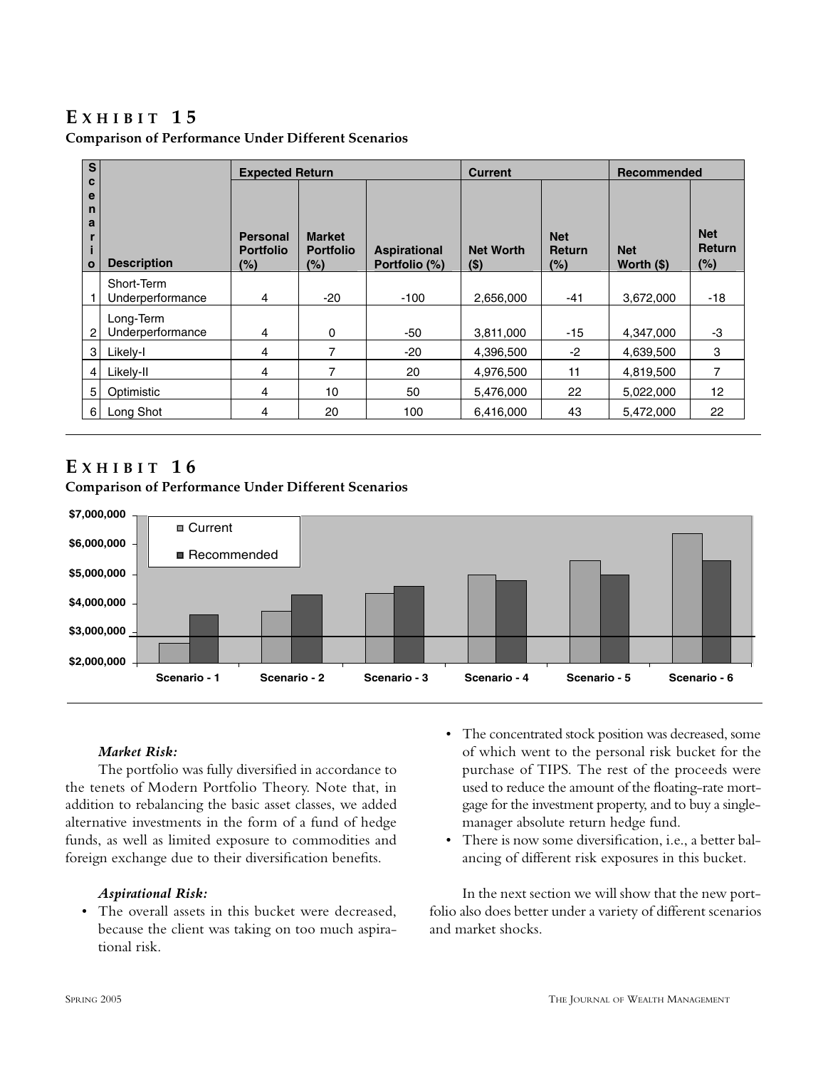## EXHIBIT 15

**Comparison of Performance Under Different Scenarios**

| Scenario | Description | Expected Return | | | Current | | Recommended | |
|---|---|---|---|---|---|---|---|---|
| | | Personal Portfolio (%) | Market Portfolio (%) | Aspirational Portfolio (%) | Net Worth ($) | Net Return (%) | Net Worth ($) | Net Return (%) |
| 1 | Short-Term Underperformance | 4 | -20 | -100 | 2,656,000 | -41 | 3,672,000 | -18 |
| 2 | Long-Term Underperformance | 4 | 0 | -50 | 3,811,000 | -15 | 4,347,000 | -3 |
| 3 | Likely-I | 4 | 7 | -20 | 4,396,500 | -2 | 4,639,500 | 3 |
| 4 | Likely-II | 4 | 7 | 20 | 4,976,500 | 11 | 4,819,500 | 7 |
| 5 | Optimistic | 4 | 10 | 50 | 5,476,000 | 22 | 5,022,000 | 12 |
| 6 | Long Shot | 4 | 20 | 100 | 6,416,000 | 43 | 5,472,000 | 22 |

## EXHIBIT 16

**Comparison of Performance Under Different Scenarios**

| | Current | Recommended |
|---|---|---|
| Scenario - 1 | 2,656,000 | 3,672,000 |
| Scenario - 2 | 3,811,000 | 4,347,000 |
| Scenario - 3 | 4,396,500 | 4,639,500 |
| Scenario - 4 | 4,976,500 | 4,819,500 |
| Scenario - 5 | 5,476,000 | 5,022,000 |
| Scenario - 6 | 6,416,000 | 5,472,000 |

***Market Risk:***

The portfolio was fully diversified in accordance to the tenets of Modern Portfolio Theory. Note that, in addition to rebalancing the basic asset classes, we added alternative investments in the form of a fund of hedge funds, as well as limited exposure to commodities and foreign exchange due to their diversification benefits.

***Aspirational Risk:***

- The overall assets in this bucket were decreased, because the client was taking on too much aspirational risk.
- The concentrated stock position was decreased, some of which went to the personal risk bucket for the purchase of TIPS. The rest of the proceeds were used to reduce the amount of the floating-rate mortgage for the investment property, and to buy a single-manager absolute return hedge fund.
- There is now some diversification, i.e., a better balancing of different risk exposures in this bucket.

In the next section we will show that the new portfolio also does better under a variety of different scenarios and market shocks.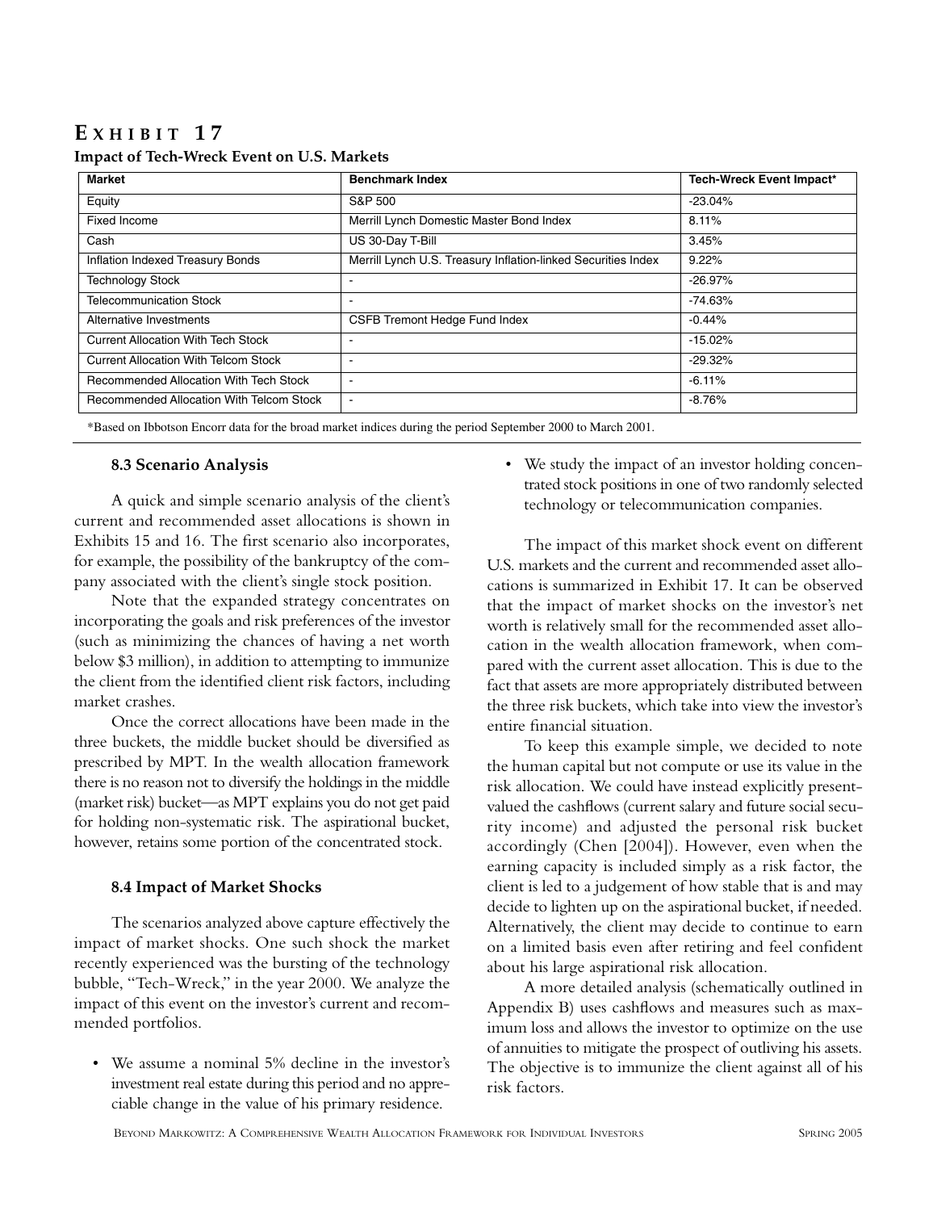## EXHIBIT 17

**Impact of Tech-Wreck Event on U.S. Markets**

| Market | Benchmark Index | Tech-Wreck Event Impact* |
|---|---|---|
| Equity | S&P 500 | -23.04% |
| Fixed Income | Merrill Lynch Domestic Master Bond Index | 8.11% |
| Cash | US 30-Day T-Bill | 3.45% |
| Inflation Indexed Treasury Bonds | Merrill Lynch U.S. Treasury Inflation-linked Securities Index | 9.22% |
| Technology Stock | - | -26.97% |
| Telecommunication Stock | - | -74.63% |
| Alternative Investments | CSFB Tremont Hedge Fund Index | -0.44% |
| Current Allocation With Tech Stock | - | -15.02% |
| Current Allocation With Telcom Stock | - | -29.32% |
| Recommended Allocation With Tech Stock | - | -6.11% |
| Recommended Allocation With Telcom Stock | - | -8.76% |

*Based on Ibbotson Encorr data for the broad market indices during the period September 2000 to March 2001.

### 8.3 Scenario Analysis

A quick and simple scenario analysis of the client's current and recommended asset allocations is shown in Exhibits 15 and 16. The first scenario also incorporates, for example, the possibility of the bankruptcy of the company associated with the client's single stock position.

Note that the expanded strategy concentrates on incorporating the goals and risk preferences of the investor (such as minimizing the chances of having a net worth below $3 million), in addition to attempting to immunize the client from the identified client risk factors, including market crashes.

Once the correct allocations have been made in the three buckets, the middle bucket should be diversified as prescribed by MPT. In the wealth allocation framework there is no reason not to diversify the holdings in the middle (market risk) bucket—as MPT explains you do not get paid for holding non-systematic risk. The aspirational bucket, however, retains some portion of the concentrated stock.

### 8.4 Impact of Market Shocks

The scenarios analyzed above capture effectively the impact of market shocks. One such shock the market recently experienced was the bursting of the technology bubble, "Tech-Wreck," in the year 2000. We analyze the impact of this event on the investor's current and recommended portfolios.

- We assume a nominal 5% decline in the investor's investment real estate during this period and no appreciable change in the value of his primary residence.
- We study the impact of an investor holding concentrated stock positions in one of two randomly selected technology or telecommunication companies.

The impact of this market shock event on different U.S. markets and the current and recommended asset allocations is summarized in Exhibit 17. It can be observed that the impact of market shocks on the investor's net worth is relatively small for the recommended asset allocation in the wealth allocation framework, when compared with the current asset allocation. This is due to the fact that assets are more appropriately distributed between the three risk buckets, which take into view the investor's entire financial situation.

To keep this example simple, we decided to note the human capital but not compute or use its value in the risk allocation. We could have instead explicitly present-valued the cashflows (current salary and future social security income) and adjusted the personal risk bucket accordingly (Chen [2004]). However, even when the earning capacity is included simply as a risk factor, the client is led to a judgement of how stable that is and may decide to lighten up on the aspirational bucket, if needed. Alternatively, the client may decide to continue to earn on a limited basis even after retiring and feel confident about his large aspirational risk allocation.

A more detailed analysis (schematically outlined in Appendix B) uses cashflows and measures such as maximum loss and allows the investor to optimize on the use of annuities to mitigate the prospect of outliving his assets. The objective is to immunize the client against all of his risk factors.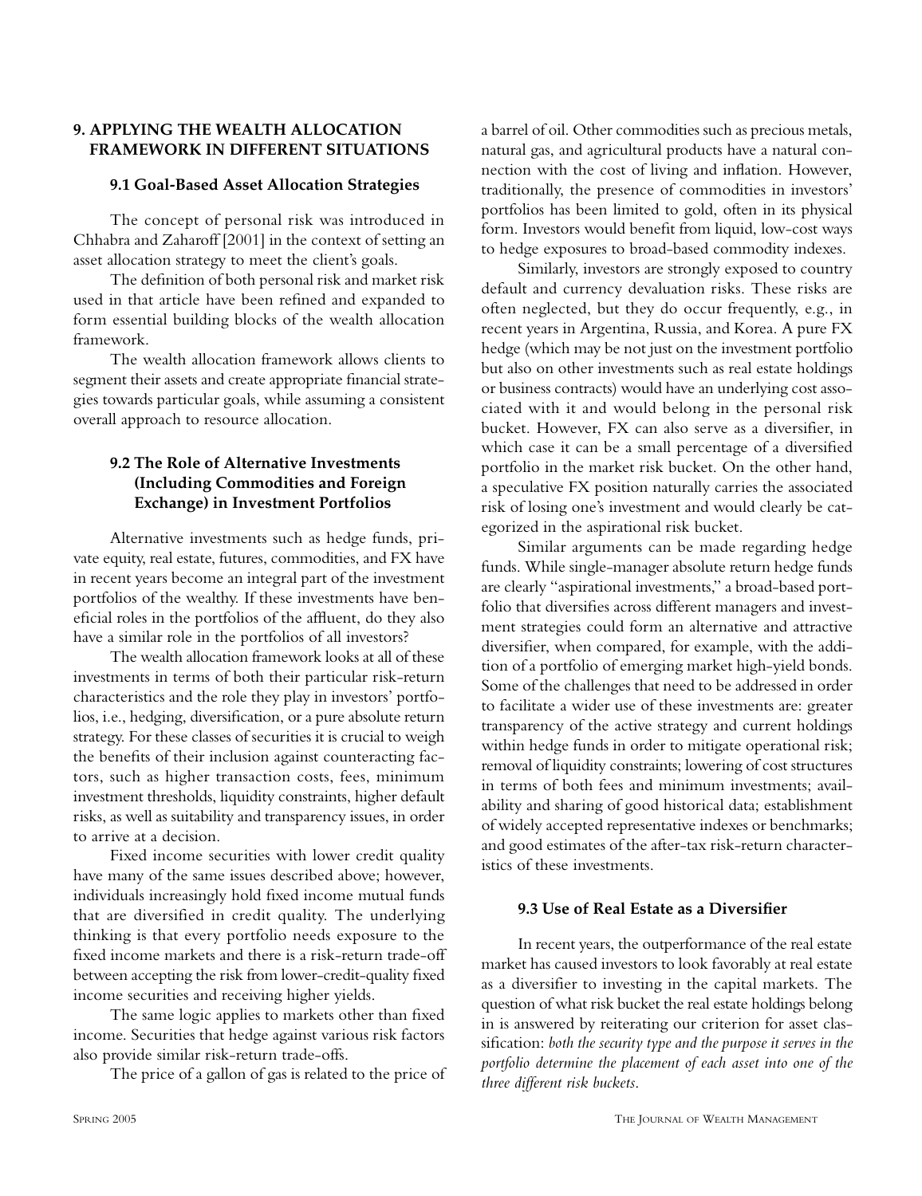## 9. APPLYING THE WEALTH ALLOCATION FRAMEWORK IN DIFFERENT SITUATIONS

### 9.1 Goal-Based Asset Allocation Strategies

The concept of personal risk was introduced in Chhabra and Zaharoff [2001] in the context of setting an asset allocation strategy to meet the client's goals.

The definition of both personal risk and market risk used in that article have been refined and expanded to form essential building blocks of the wealth allocation framework.

The wealth allocation framework allows clients to segment their assets and create appropriate financial strategies towards particular goals, while assuming a consistent overall approach to resource allocation.

### 9.2 The Role of Alternative Investments (Including Commodities and Foreign Exchange) in Investment Portfolios

Alternative investments such as hedge funds, private equity, real estate, futures, commodities, and FX have in recent years become an integral part of the investment portfolios of the wealthy. If these investments have beneficial roles in the portfolios of the affluent, do they also have a similar role in the portfolios of all investors?

The wealth allocation framework looks at all of these investments in terms of both their particular risk-return characteristics and the role they play in investors' portfolios, i.e., hedging, diversification, or a pure absolute return strategy. For these classes of securities it is crucial to weigh the benefits of their inclusion against counteracting factors, such as higher transaction costs, fees, minimum investment thresholds, liquidity constraints, higher default risks, as well as suitability and transparency issues, in order to arrive at a decision.

Fixed income securities with lower credit quality have many of the same issues described above; however, individuals increasingly hold fixed income mutual funds that are diversified in credit quality. The underlying thinking is that every portfolio needs exposure to the fixed income markets and there is a risk-return trade-off between accepting the risk from lower-credit-quality fixed income securities and receiving higher yields.

The same logic applies to markets other than fixed income. Securities that hedge against various risk factors also provide similar risk-return trade-offs.

The price of a gallon of gas is related to the price of a barrel of oil. Other commodities such as precious metals, natural gas, and agricultural products have a natural connection with the cost of living and inflation. However, traditionally, the presence of commodities in investors' portfolios has been limited to gold, often in its physical form. Investors would benefit from liquid, low-cost ways to hedge exposures to broad-based commodity indexes.

Similarly, investors are strongly exposed to country default and currency devaluation risks. These risks are often neglected, but they do occur frequently, e.g., in recent years in Argentina, Russia, and Korea. A pure FX hedge (which may be not just on the investment portfolio but also on other investments such as real estate holdings or business contracts) would have an underlying cost associated with it and would belong in the personal risk bucket. However, FX can also serve as a diversifier, in which case it can be a small percentage of a diversified portfolio in the market risk bucket. On the other hand, a speculative FX position naturally carries the associated risk of losing one's investment and would clearly be categorized in the aspirational risk bucket.

Similar arguments can be made regarding hedge funds. While single-manager absolute return hedge funds are clearly "aspirational investments," a broad-based portfolio that diversifies across different managers and investment strategies could form an alternative and attractive diversifier, when compared, for example, with the addition of a portfolio of emerging market high-yield bonds. Some of the challenges that need to be addressed in order to facilitate a wider use of these investments are: greater transparency of the active strategy and current holdings within hedge funds in order to mitigate operational risk; removal of liquidity constraints; lowering of cost structures in terms of both fees and minimum investments; availability and sharing of good historical data; establishment of widely accepted representative indexes or benchmarks; and good estimates of the after-tax risk-return characteristics of these investments.

### 9.3 Use of Real Estate as a Diversifier

In recent years, the outperformance of the real estate market has caused investors to look favorably at real estate as a diversifier to investing in the capital markets. The question of what risk bucket the real estate holdings belong in is answered by reiterating our criterion for asset classification: *both the security type and the purpose it serves in the portfolio determine the placement of each asset into one of the three different risk buckets.*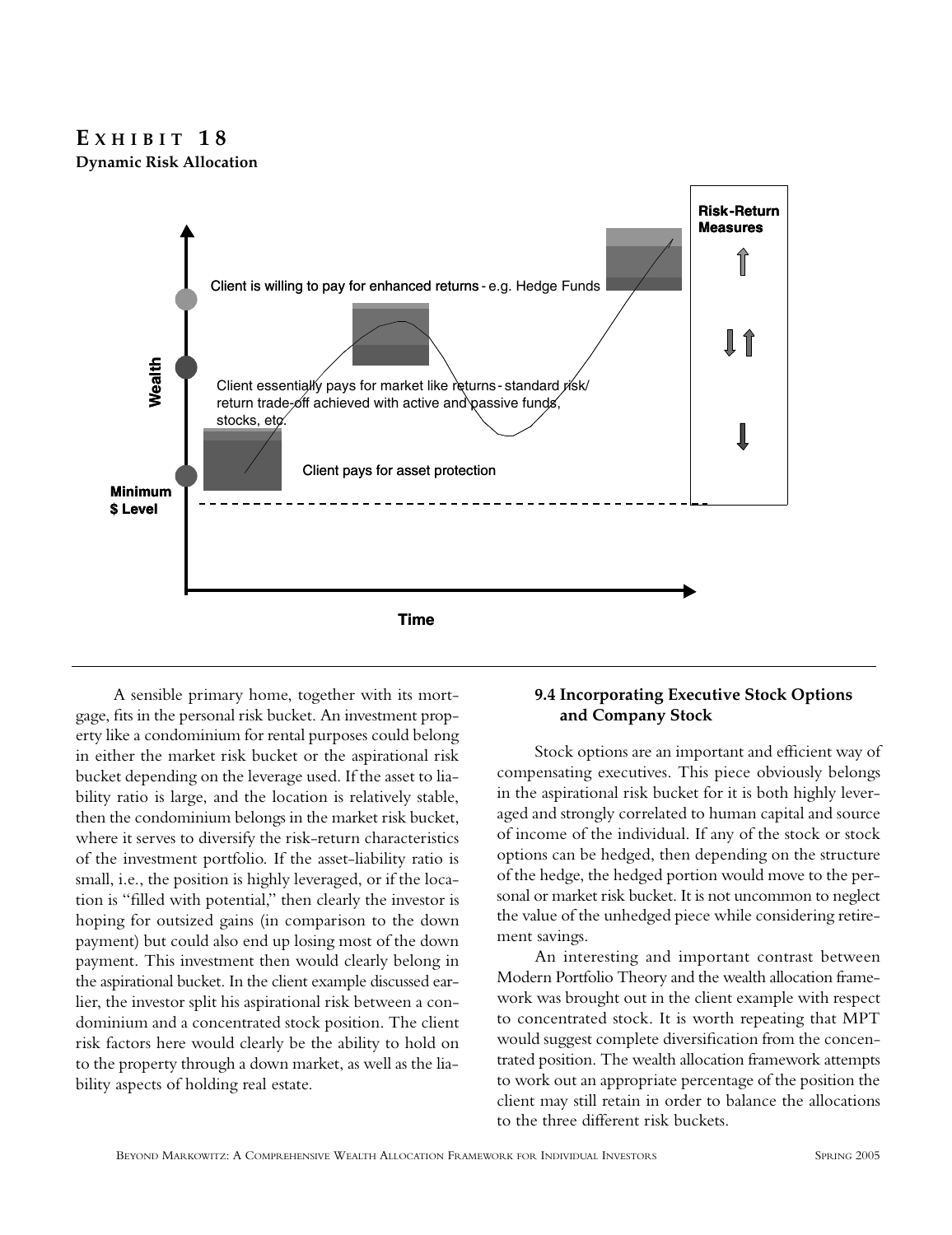**EXHIBIT 18**

**Dynamic Risk Allocation**

Risk-Return Measures

Client is willing to pay for enhanced returns - e.g. Hedge Funds

Wealth

Client essentially pays for market like returns - standard risk/ return trade-off achieved with active and passive funds, stocks, etc.

Client pays for asset protection

Minimum $ Level

Time

A sensible primary home, together with its mortgage, fits in the personal risk bucket. An investment property like a condominium for rental purposes could belong in either the market risk bucket or the aspirational risk bucket depending on the leverage used. If the asset to liability ratio is large, and the location is relatively stable, then the condominium belongs in the market risk bucket, where it serves to diversify the risk-return characteristics of the investment portfolio. If the asset-liability ratio is small, i.e., the position is highly leveraged, or if the location is "filled with potential," then clearly the investor is hoping for outsized gains (in comparison to the down payment) but could also end up losing most of the down payment. This investment then would clearly belong in the aspirational bucket. In the client example discussed earlier, the investor split his aspirational risk between a condominium and a concentrated stock position. The client risk factors here would clearly be the ability to hold on to the property through a down market, as well as the liability aspects of holding real estate.

### 9.4 Incorporating Executive Stock Options and Company Stock

Stock options are an important and efficient way of compensating executives. This piece obviously belongs in the aspirational risk bucket for it is both highly leveraged and strongly correlated to human capital and source of income of the individual. If any of the stock or stock options can be hedged, then depending on the structure of the hedge, the hedged portion would move to the personal or market risk bucket. It is not uncommon to neglect the value of the unhedged piece while considering retirement savings.

An interesting and important contrast between Modern Portfolio Theory and the wealth allocation framework was brought out in the client example with respect to concentrated stock. It is worth repeating that MPT would suggest complete diversification from the concentrated position. The wealth allocation framework attempts to work out an appropriate percentage of the position the client may still retain in order to balance the allocations to the three different risk buckets.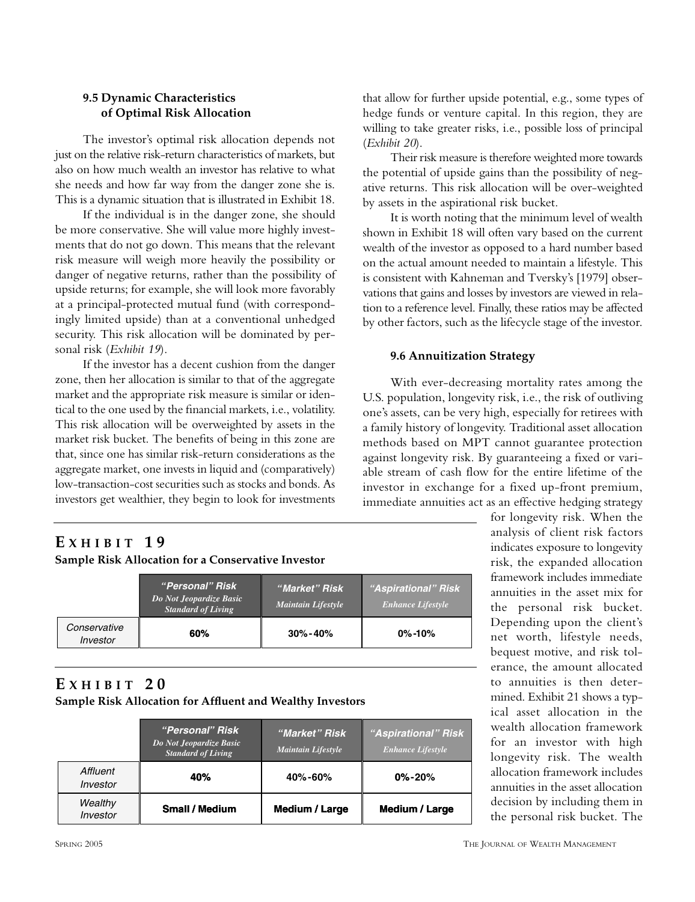### 9.5 Dynamic Characteristics of Optimal Risk Allocation

The investor's optimal risk allocation depends not just on the relative risk-return characteristics of markets, but also on how much wealth an investor has relative to what she needs and how far way from the danger zone she is. This is a dynamic situation that is illustrated in Exhibit 18.

If the individual is in the danger zone, she should be more conservative. She will value more highly investments that do not go down. This means that the relevant risk measure will weigh more heavily the possibility or danger of negative returns, rather than the possibility of upside returns; for example, she will look more favorably at a principal-protected mutual fund (with correspondingly limited upside) than at a conventional unhedged security. This risk allocation will be dominated by personal risk (*Exhibit 19*).

If the investor has a decent cushion from the danger zone, then her allocation is similar to that of the aggregate market and the appropriate risk measure is similar or identical to the one used by the financial markets, i.e., volatility. This risk allocation will be overweighted by assets in the market risk bucket. The benefits of being in this zone are that, since one has similar risk-return considerations as the aggregate market, one invests in liquid and (comparatively) low-transaction-cost securities such as stocks and bonds. As investors get wealthier, they begin to look for investments that allow for further upside potential, e.g., some types of hedge funds or venture capital. In this region, they are willing to take greater risks, i.e., possible loss of principal (*Exhibit 20*).

Their risk measure is therefore weighted more towards the potential of upside gains than the possibility of negative returns. This risk allocation will be over-weighted by assets in the aspirational risk bucket.

It is worth noting that the minimum level of wealth shown in Exhibit 18 will often vary based on the current wealth of the investor as opposed to a hard number based on the actual amount needed to maintain a lifestyle. This is consistent with Kahneman and Tversky's [1979] observations that gains and losses by investors are viewed in relation to a reference level. Finally, these ratios may be affected by other factors, such as the lifecycle stage of the investor.

### 9.6 Annuitization Strategy

With ever-decreasing mortality rates among the U.S. population, longevity risk, i.e., the risk of outliving one's assets, can be very high, especially for retirees with a family history of longevity. Traditional asset allocation methods based on MPT cannot guarantee protection against longevity risk. By guaranteeing a fixed or variable stream of cash flow for the entire lifetime of the investor in exchange for a fixed up-front premium, immediate annuities act as an effective hedging strategy for longevity risk. When the analysis of client risk factors indicates exposure to longevity risk, the expanded allocation framework includes immediate annuities in the asset mix for the personal risk bucket. Depending upon the client's net worth, lifestyle needs, bequest motive, and risk tolerance, the amount allocated to annuities is then determined. Exhibit 21 shows a typical asset allocation in the wealth allocation framework for an investor with high longevity risk. The wealth allocation framework includes annuities in the asset allocation decision by including them in the personal risk bucket. The

**EXHIBIT 19**

**Sample Risk Allocation for a Conservative Investor**

| | "Personal" Risk *Do Not Jeopardize Basic Standard of Living* | "Market" Risk *Maintain Lifestyle* | "Aspirational" Risk *Enhance Lifestyle* |
|---|---|---|---|
| *Conservative Investor* | 60% | 30%-40% | 0%-10% |

**EXHIBIT 20**

**Sample Risk Allocation for Affluent and Wealthy Investors**

| | "Personal" Risk *Do Not Jeopardize Basic Standard of Living* | "Market" Risk *Maintain Lifestyle* | "Aspirational" Risk *Enhance Lifestyle* |
|---|---|---|---|
| *Affluent Investor* | 40% | 40%-60% | 0%-20% |
| *Wealthy Investor* | Small / Medium | Medium / Large | Medium / Large |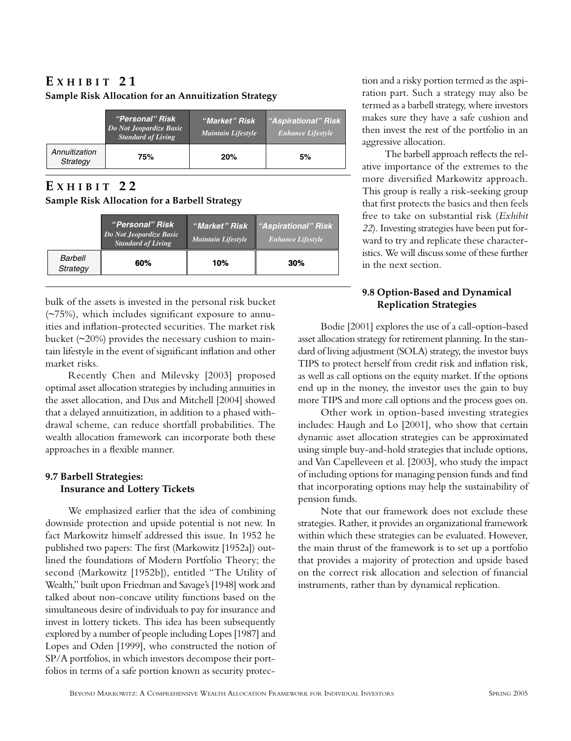## EXHIBIT 21
**Sample Risk Allocation for an Annuitization Strategy**

| | "Personal" Risk *Do Not Jeopardize Basic Standard of Living* | "Market" Risk *Maintain Lifestyle* | "Aspirational" Risk *Enhance Lifestyle* |
|---|---|---|---|
| *Annuitization Strategy* | **75%** | **20%** | **5%** |

## EXHIBIT 22
**Sample Risk Allocation for a Barbell Strategy**

| | "Personal" Risk *Do Not Jeopardize Basic Standard of Living* | "Market" Risk *Maintain Lifestyle* | "Aspirational" Risk *Enhance Lifestyle* |
|---|---|---|---|
| *Barbell Strategy* | **60%** | **10%** | **30%** |

bulk of the assets is invested in the personal risk bucket (~75%), which includes significant exposure to annuities and inflation-protected securities. The market risk bucket (~20%) provides the necessary cushion to maintain lifestyle in the event of significant inflation and other market risks.

Recently Chen and Milevsky [2003] proposed optimal asset allocation strategies by including annuities in the asset allocation, and Dus and Mitchell [2004] showed that a delayed annuitization, in addition to a phased withdrawal scheme, can reduce shortfall probabilities. The wealth allocation framework can incorporate both these approaches in a flexible manner.

### 9.7 Barbell Strategies: Insurance and Lottery Tickets

We emphasized earlier that the idea of combining downside protection and upside potential is not new. In fact Markowitz himself addressed this issue. In 1952 he published two papers: The first (Markowitz [1952a]) outlined the foundations of Modern Portfolio Theory; the second (Markowitz [1952b]), entitled "The Utility of Wealth," built upon Friedman and Savage's [1948] work and talked about non-concave utility functions based on the simultaneous desire of individuals to pay for insurance and invest in lottery tickets. This idea has been subsequently explored by a number of people including Lopes [1987] and Lopes and Oden [1999], who constructed the notion of SP/A portfolios, in which investors decompose their portfolios in terms of a safe portion known as security protection and a risky portion termed as the aspiration part. Such a strategy may also be termed as a barbell strategy, where investors makes sure they have a safe cushion and then invest the rest of the portfolio in an aggressive allocation.

The barbell approach reflects the relative importance of the extremes to the more diversified Markowitz approach. This group is really a risk-seeking group that first protects the basics and then feels free to take on substantial risk (*Exhibit 22*). Investing strategies have been put forward to try and replicate these characteristics. We will discuss some of these further in the next section.

### 9.8 Option-Based and Dynamical Replication Strategies

Bodie [2001] explores the use of a call-option-based asset allocation strategy for retirement planning. In the standard of living adjustment (SOLA) strategy, the investor buys TIPS to protect herself from credit risk and inflation risk, as well as call options on the equity market. If the options end up in the money, the investor uses the gain to buy more TIPS and more call options and the process goes on.

Other work in option-based investing strategies includes: Haugh and Lo [2001], who show that certain dynamic asset allocation strategies can be approximated using simple buy-and-hold strategies that include options, and Van Capelleveen et al. [2003], who study the impact of including options for managing pension funds and find that incorporating options may help the sustainability of pension funds.

Note that our framework does not exclude these strategies. Rather, it provides an organizational framework within which these strategies can be evaluated. However, the main thrust of the framework is to set up a portfolio that provides a majority of protection and upside based on the correct risk allocation and selection of financial instruments, rather than by dynamical replication.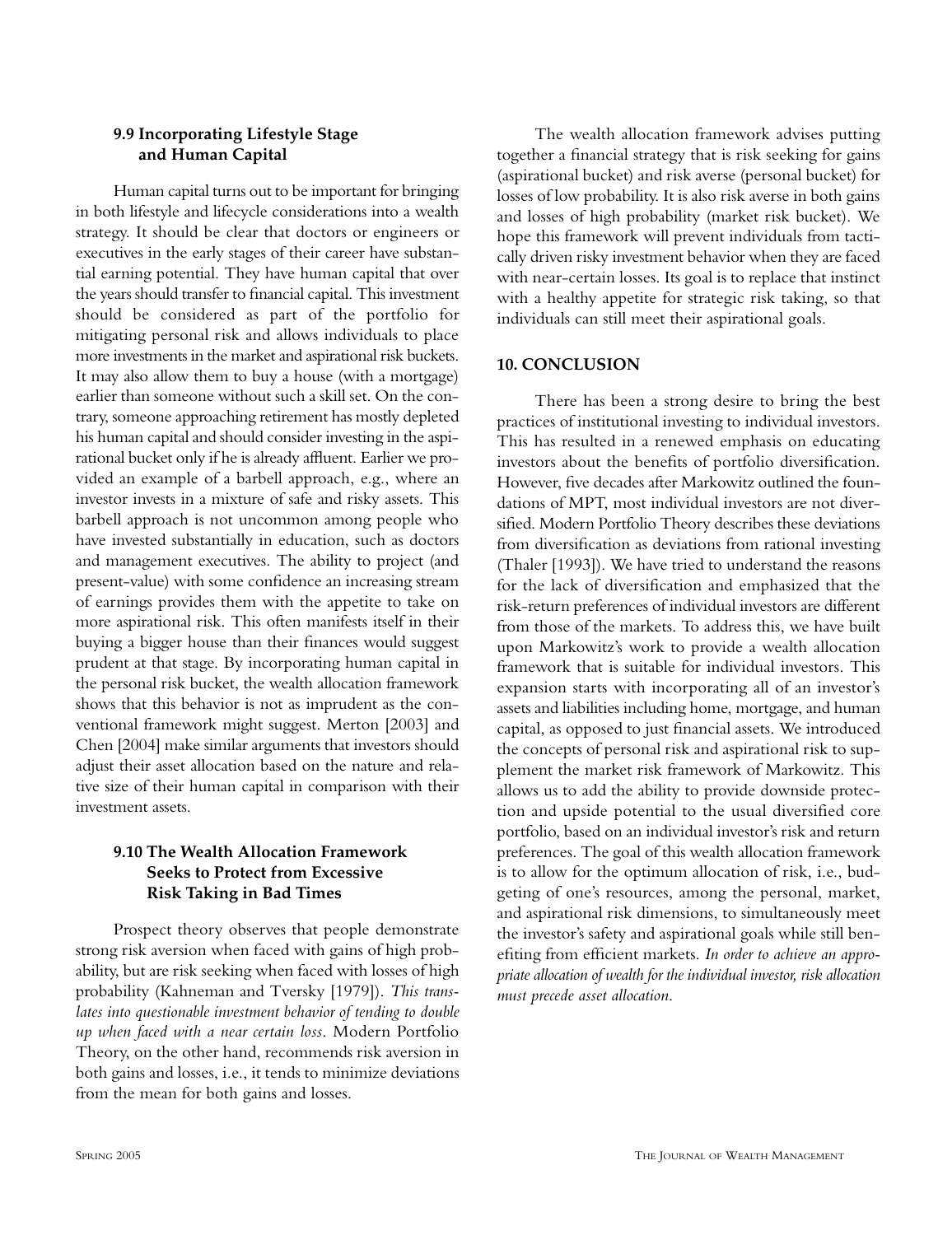### 9.9 Incorporating Lifestyle Stage and Human Capital

Human capital turns out to be important for bringing in both lifestyle and lifecycle considerations into a wealth strategy. It should be clear that doctors or engineers or executives in the early stages of their career have substantial earning potential. They have human capital that over the years should transfer to financial capital. This investment should be considered as part of the portfolio for mitigating personal risk and allows individuals to place more investments in the market and aspirational risk buckets. It may also allow them to buy a house (with a mortgage) earlier than someone without such a skill set. On the contrary, someone approaching retirement has mostly depleted his human capital and should consider investing in the aspirational bucket only if he is already affluent. Earlier we provided an example of a barbell approach, e.g., where an investor invests in a mixture of safe and risky assets. This barbell approach is not uncommon among people who have invested substantially in education, such as doctors and management executives. The ability to project (and present-value) with some confidence an increasing stream of earnings provides them with the appetite to take on more aspirational risk. This often manifests itself in their buying a bigger house than their finances would suggest prudent at that stage. By incorporating human capital in the personal risk bucket, the wealth allocation framework shows that this behavior is not as imprudent as the conventional framework might suggest. Merton [2003] and Chen [2004] make similar arguments that investors should adjust their asset allocation based on the nature and relative size of their human capital in comparison with their investment assets.

### 9.10 The Wealth Allocation Framework Seeks to Protect from Excessive Risk Taking in Bad Times

Prospect theory observes that people demonstrate strong risk aversion when faced with gains of high probability, but are risk seeking when faced with losses of high probability (Kahneman and Tversky [1979]). *This translates into questionable investment behavior of tending to double up when faced with a near certain loss*. Modern Portfolio Theory, on the other hand, recommends risk aversion in both gains and losses, i.e., it tends to minimize deviations from the mean for both gains and losses.

The wealth allocation framework advises putting together a financial strategy that is risk seeking for gains (aspirational bucket) and risk averse (personal bucket) for losses of low probability. It is also risk averse in both gains and losses of high probability (market risk bucket). We hope this framework will prevent individuals from tactically driven risky investment behavior when they are faced with near-certain losses. Its goal is to replace that instinct with a healthy appetite for strategic risk taking, so that individuals can still meet their aspirational goals.

## 10. CONCLUSION

There has been a strong desire to bring the best practices of institutional investing to individual investors. This has resulted in a renewed emphasis on educating investors about the benefits of portfolio diversification. However, five decades after Markowitz outlined the foundations of MPT, most individual investors are not diversified. Modern Portfolio Theory describes these deviations from diversification as deviations from rational investing (Thaler [1993]). We have tried to understand the reasons for the lack of diversification and emphasized that the risk-return preferences of individual investors are different from those of the markets. To address this, we have built upon Markowitz's work to provide a wealth allocation framework that is suitable for individual investors. This expansion starts with incorporating all of an investor's assets and liabilities including home, mortgage, and human capital, as opposed to just financial assets. We introduced the concepts of personal risk and aspirational risk to supplement the market risk framework of Markowitz. This allows us to add the ability to provide downside protection and upside potential to the usual diversified core portfolio, based on an individual investor's risk and return preferences. The goal of this wealth allocation framework is to allow for the optimum allocation of risk, i.e., budgeting of one's resources, among the personal, market, and aspirational risk dimensions, to simultaneously meet the investor's safety and aspirational goals while still benefiting from efficient markets. *In order to achieve an appropriate allocation of wealth for the individual investor, risk allocation must precede asset allocation.*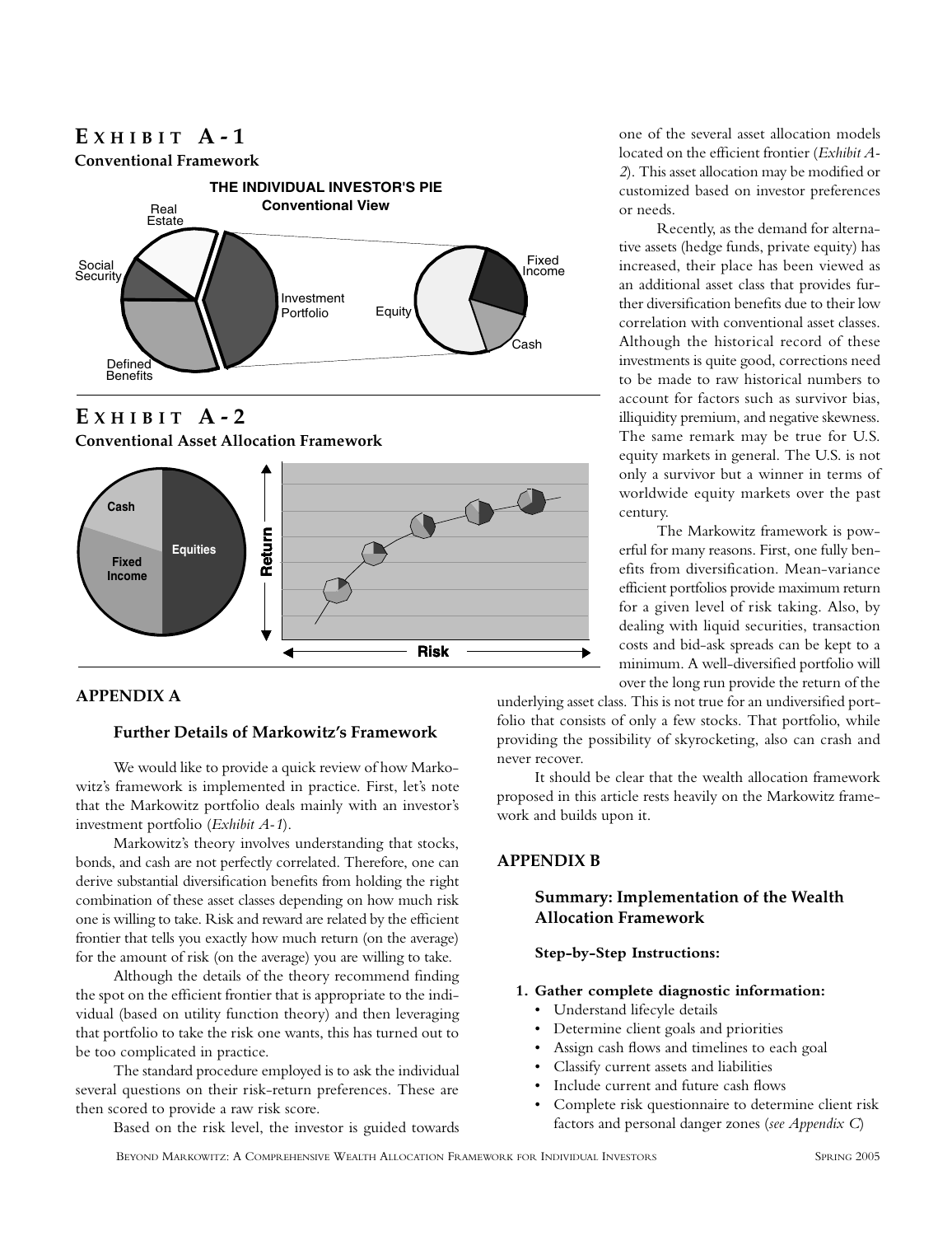## EXHIBIT A-1

**Conventional Framework**

THE INDIVIDUAL INVESTOR'S PIE
Conventional View

Real Estate, Social Security, Defined Benefits, Investment Portfolio — Equity, Fixed Income, Cash

## EXHIBIT A-2

**Conventional Asset Allocation Framework**

Cash, Fixed Income, Equities — Return / Risk

## APPENDIX A

### Further Details of Markowitz's Framework

We would like to provide a quick review of how Markowitz's framework is implemented in practice. First, let's note that the Markowitz portfolio deals mainly with an investor's investment portfolio (*Exhibit A-1*).

Markowitz's theory involves understanding that stocks, bonds, and cash are not perfectly correlated. Therefore, one can derive substantial diversification benefits from holding the right combination of these asset classes depending on how much risk one is willing to take. Risk and reward are related by the efficient frontier that tells you exactly how much return (on the average) for the amount of risk (on the average) you are willing to take.

Although the details of the theory recommend finding the spot on the efficient frontier that is appropriate to the individual (based on utility function theory) and then leveraging that portfolio to take the risk one wants, this has turned out to be too complicated in practice.

The standard procedure employed is to ask the individual several questions on their risk-return preferences. These are then scored to provide a raw risk score.

Based on the risk level, the investor is guided towards one of the several asset allocation models located on the efficient frontier (*Exhibit A-2*). This asset allocation may be modified or customized based on investor preferences or needs.

Recently, as the demand for alternative assets (hedge funds, private equity) has increased, their place has been viewed as an additional asset class that provides further diversification benefits due to their low correlation with conventional asset classes. Although the historical record of these investments is quite good, corrections need to be made to raw historical numbers to account for factors such as survivor bias, illiquidity premium, and negative skewness. The same remark may be true for U.S. equity markets in general. The U.S. is not only a survivor but a winner in terms of worldwide equity markets over the past century.

The Markowitz framework is powerful for many reasons. First, one fully benefits from diversification. Mean-variance efficient portfolios provide maximum return for a given level of risk taking. Also, by dealing with liquid securities, transaction costs and bid-ask spreads can be kept to a minimum. A well-diversified portfolio will over the long run provide the return of the underlying asset class. This is not true for an undiversified portfolio that consists of only a few stocks. That portfolio, while providing the possibility of skyrocketing, also can crash and never recover.

It should be clear that the wealth allocation framework proposed in this article rests heavily on the Markowitz framework and builds upon it.

## APPENDIX B

### Summary: Implementation of the Wealth Allocation Framework

**Step-by-Step Instructions:**

1. **Gather complete diagnostic information:**
   - Understand lifecyle details
   - Determine client goals and priorities
   - Assign cash flows and timelines to each goal
   - Classify current assets and liabilities
   - Include current and future cash flows
   - Complete risk questionnaire to determine client risk factors and personal danger zones (*see Appendix C*)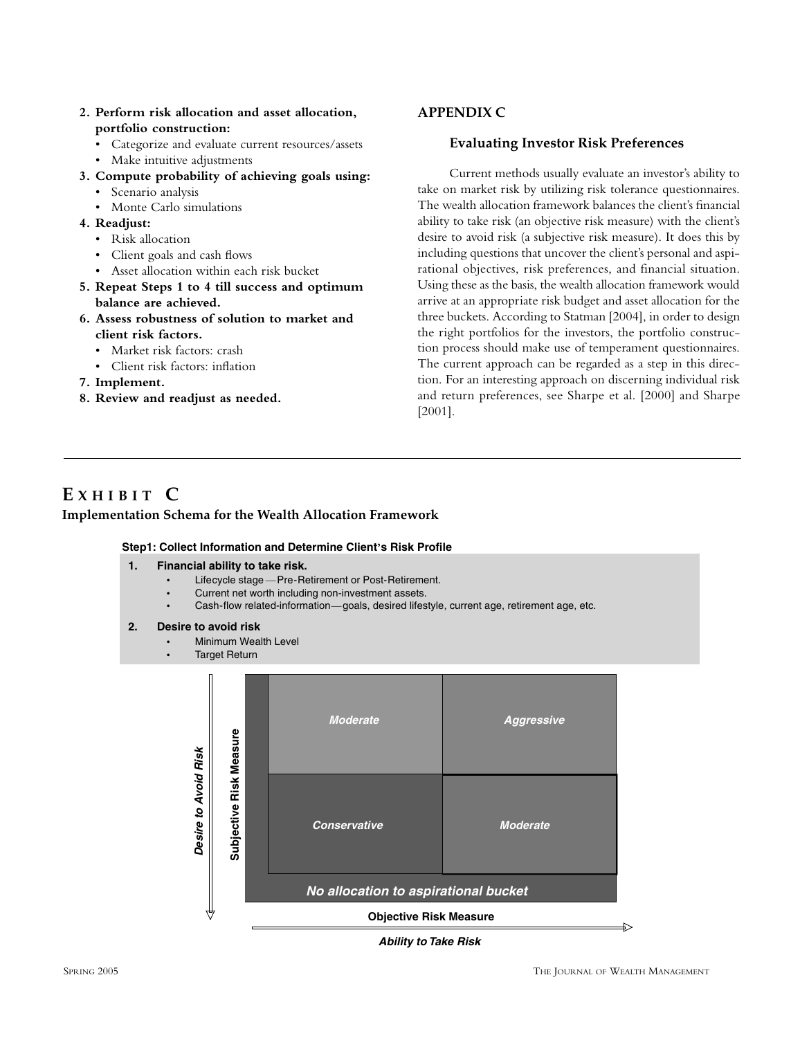2. **Perform risk allocation and asset allocation, portfolio construction:**
   - Categorize and evaluate current resources/assets
   - Make intuitive adjustments
3. **Compute probability of achieving goals using:**
   - Scenario analysis
   - Monte Carlo simulations
4. **Readjust:**
   - Risk allocation
   - Client goals and cash flows
   - Asset allocation within each risk bucket
5. **Repeat Steps 1 to 4 till success and optimum balance are achieved.**
6. **Assess robustness of solution to market and client risk factors.**
   - Market risk factors: crash
   - Client risk factors: inflation
7. **Implement.**
8. **Review and readjust as needed.**

## APPENDIX C

### Evaluating Investor Risk Preferences

Current methods usually evaluate an investor's ability to take on market risk by utilizing risk tolerance questionnaires. The wealth allocation framework balances the client's financial ability to take risk (an objective risk measure) with the client's desire to avoid risk (a subjective risk measure). It does this by including questions that uncover the client's personal and aspirational objectives, risk preferences, and financial situation. Using these as the basis, the wealth allocation framework would arrive at an appropriate risk budget and asset allocation for the three buckets. According to Statman [2004], in order to design the right portfolios for the investors, the portfolio construction process should make use of temperament questionnaires. The current approach can be regarded as a step in this direction. For an interesting approach on discerning individual risk and return preferences, see Sharpe et al. [2000] and Sharpe [2001].

## EXHIBIT C

**Implementation Schema for the Wealth Allocation Framework**

**Step1: Collect Information and Determine Client's Risk Profile**

1. **Financial ability to take risk.**
   - Lifecycle stage—Pre-Retirement or Post-Retirement.
   - Current net worth including non-investment assets.
   - Cash-flow related-information—goals, desired lifestyle, current age, retirement age, etc.
2. **Desire to avoid risk**
   - Minimum Wealth Level
   - Target Return

| *Desire to Avoid Risk* / **Subjective Risk Measure** ↓ | | |
|---|---|---|
| | ***Moderate*** | ***Aggressive*** |
| | ***Conservative*** | ***Moderate*** |
| | ***No allocation to aspirational bucket*** | |

**Objective Risk Measure** →

***Ability to Take Risk***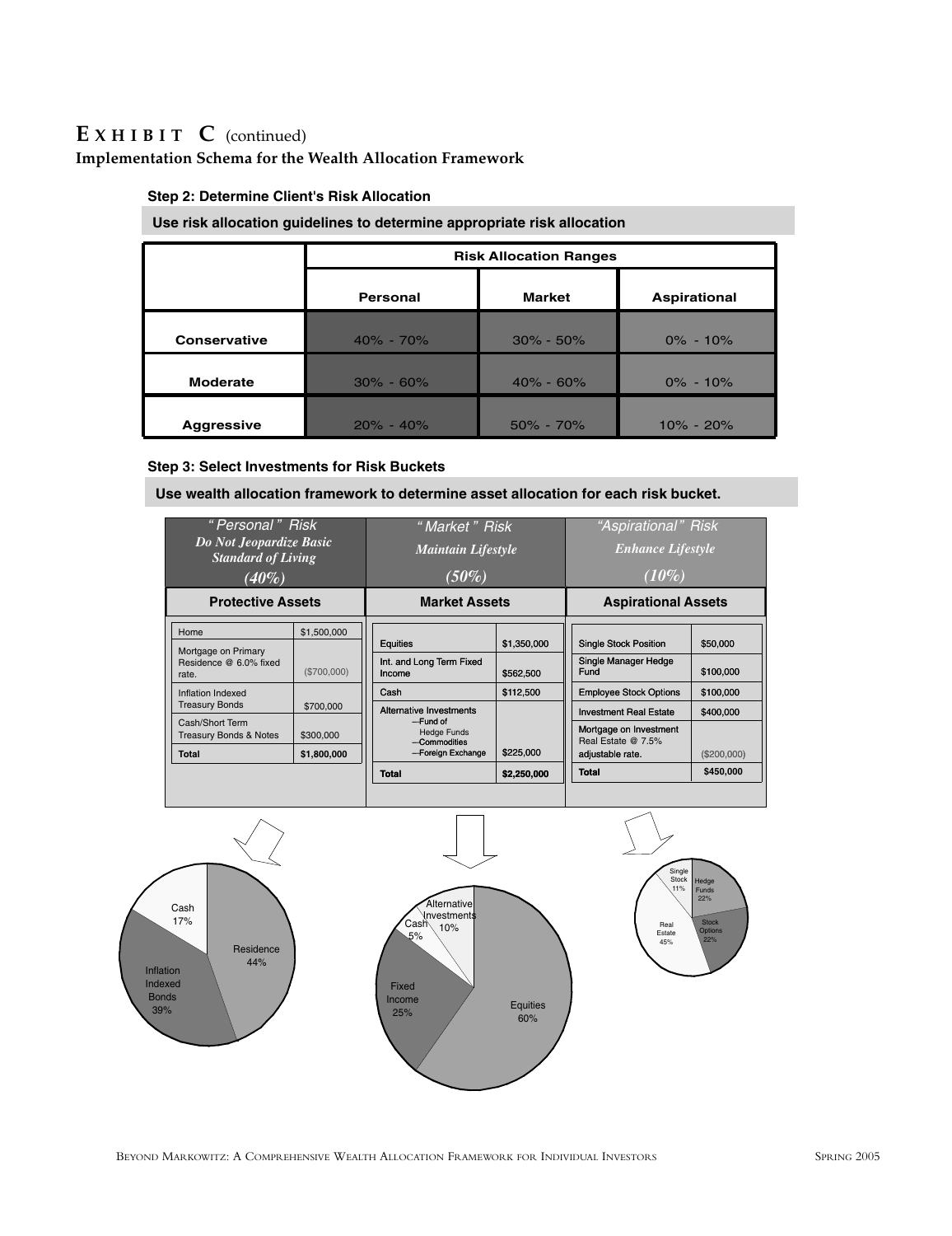# EXHIBIT C (continued)

**Implementation Schema for the Wealth Allocation Framework**

**Step 2: Determine Client's Risk Allocation**

**Use risk allocation guidelines to determine appropriate risk allocation**

| | Risk Allocation Ranges | | |
|---|---|---|---|
| | **Personal** | **Market** | **Aspirational** |
| **Conservative** | 40% - 70% | 30% - 50% | 0% - 10% |
| **Moderate** | 30% - 60% | 40% - 60% | 0% - 10% |
| **Aggressive** | 20% - 40% | 50% - 70% | 10% - 20% |

**Step 3: Select Investments for Risk Buckets**

**Use wealth allocation framework to determine asset allocation for each risk bucket.**

| "Personal" Risk<br>*Do Not Jeopardize Basic Standard of Living*<br>*(40%)* | "Market" Risk<br>*Maintain Lifestyle*<br>*(50%)* | "Aspirational" Risk<br>*Enhance Lifestyle*<br>*(10%)* |
|---|---|---|
| **Protective Assets** | **Market Assets** | **Aspirational Assets** |

**Protective Assets**

| | |
|---|---|
| Home | $1,500,000 |
| Mortgage on Primary Residence @ 6.0% fixed rate. | ($700,000) |
| Inflation Indexed Treasury Bonds | $700,000 |
| Cash/Short Term Treasury Bonds & Notes | $300,000 |
| **Total** | **$1,800,000** |

**Market Assets**

| | |
|---|---|
| Equities | $1,350,000 |
| Int. and Long Term Fixed Income | $562,500 |
| Cash | $112,500 |
| Alternative Investments<br>—Fund of Hedge Funds<br>—Commodities<br>—Foreign Exchange | $225,000 |
| **Total** | **$2,250,000** |

**Aspirational Assets**

| | |
|---|---|
| Single Stock Position | $50,000 |
| Single Manager Hedge Fund | $100,000 |
| Employee Stock Options | $100,000 |
| Investment Real Estate | $400,000 |
| Mortgage on Investment Real Estate @ 7.5% adjustable rate. | ($200,000) |
| **Total** | **$450,000** |

Protective Assets: Residence 44%; Inflation Indexed Bonds 39%; Cash 17%

Market Assets: Equities 60%; Fixed Income 25%; Alternative Investments 10%; Cash 5%

Aspirational Assets: Real Estate 45%; Hedge Funds 22%; Stock Options 22%; Single Stock 11%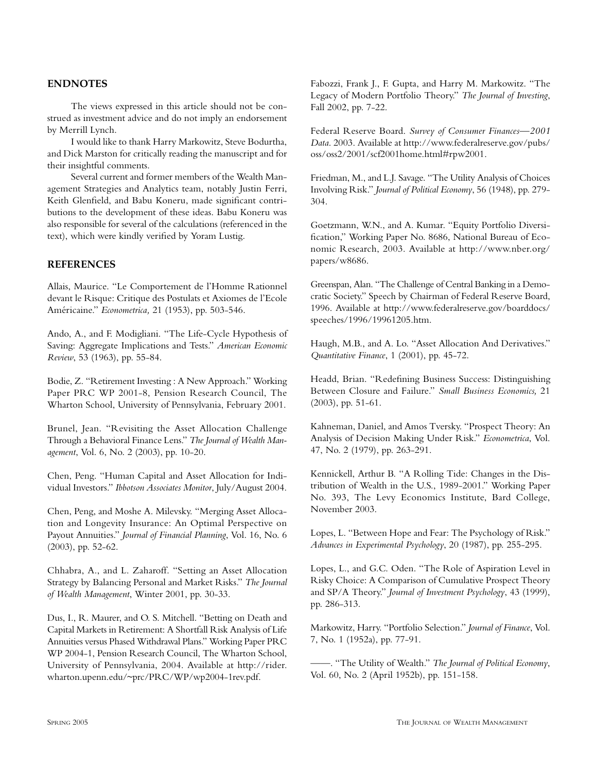## ENDNOTES

The views expressed in this article should not be construed as investment advice and do not imply an endorsement by Merrill Lynch.

I would like to thank Harry Markowitz, Steve Bodurtha, and Dick Marston for critically reading the manuscript and for their insightful comments.

Several current and former members of the Wealth Management Strategies and Analytics team, notably Justin Ferri, Keith Glenfield, and Babu Koneru, made significant contributions to the development of these ideas. Babu Koneru was also responsible for several of the calculations (referenced in the text), which were kindly verified by Yoram Lustig.

## REFERENCES

Allais, Maurice. "Le Comportement de l'Homme Rationnel devant le Risque: Critique des Postulats et Axiomes de l'Ecole Américaine." *Econometrica,* 21 (1953), pp. 503-546.

Ando, A., and F. Modigliani. "The Life-Cycle Hypothesis of Saving: Aggregate Implications and Tests." *American Economic Review*, 53 (1963), pp. 55-84.

Bodie, Z. "Retirement Investing : A New Approach." Working Paper PRC WP 2001-8, Pension Research Council, The Wharton School, University of Pennsylvania, February 2001.

Brunel, Jean. "Revisiting the Asset Allocation Challenge Through a Behavioral Finance Lens." *The Journal of Wealth Management*, Vol. 6, No. 2 (2003), pp. 10-20.

Chen, Peng. "Human Capital and Asset Allocation for Individual Investors." *Ibbotson Associates Monitor*, July/August 2004.

Chen, Peng, and Moshe A. Milevsky. "Merging Asset Allocation and Longevity Insurance: An Optimal Perspective on Payout Annuities." *Journal of Financial Planning*, Vol. 16, No. 6 (2003), pp. 52-62.

Chhabra, A., and L. Zaharoff. "Setting an Asset Allocation Strategy by Balancing Personal and Market Risks." *The Journal of Wealth Management*, Winter 2001, pp. 30-33.

Dus, I., R. Maurer, and O. S. Mitchell. "Betting on Death and Capital Markets in Retirement: A Shortfall Risk Analysis of Life Annuities versus Phased Withdrawal Plans." Working Paper PRC WP 2004-1, Pension Research Council, The Wharton School, University of Pennsylvania, 2004. Available at http://rider.wharton.upenn.edu/~prc/PRC/WP/wp2004-1rev.pdf.

Fabozzi, Frank J., F. Gupta, and Harry M. Markowitz. "The Legacy of Modern Portfolio Theory." *The Journal of Investing*, Fall 2002, pp. 7-22.

Federal Reserve Board. *Survey of Consumer Finances—2001 Data*. 2003. Available at http://www.federalreserve.gov/pubs/oss/oss2/2001/scf2001home.html#rpw2001.

Friedman, M., and L.J. Savage. "The Utility Analysis of Choices Involving Risk." *Journal of Political Economy*, 56 (1948), pp. 279-304.

Goetzmann, W.N., and A. Kumar. "Equity Portfolio Diversification," Working Paper No. 8686, National Bureau of Economic Research, 2003. Available at http://www.nber.org/papers/w8686.

Greenspan, Alan. "The Challenge of Central Banking in a Democratic Society." Speech by Chairman of Federal Reserve Board, 1996. Available at http://www.federalreserve.gov/boarddocs/speeches/1996/19961205.htm.

Haugh, M.B., and A. Lo. "Asset Allocation And Derivatives." *Quantitative Finance*, 1 (2001), pp. 45-72.

Headd, Brian. "Redefining Business Success: Distinguishing Between Closure and Failure." *Small Business Economics,* 21 (2003), pp. 51-61.

Kahneman, Daniel, and Amos Tversky. "Prospect Theory: An Analysis of Decision Making Under Risk." *Econometrica*, Vol. 47, No. 2 (1979), pp. 263-291.

Kennickell, Arthur B. "A Rolling Tide: Changes in the Distribution of Wealth in the U.S., 1989-2001." Working Paper No. 393, The Levy Economics Institute, Bard College, November 2003.

Lopes, L. "Between Hope and Fear: The Psychology of Risk." *Advances in Experimental Psychology*, 20 (1987), pp. 255-295.

Lopes, L., and G.C. Oden. "The Role of Aspiration Level in Risky Choice: A Comparison of Cumulative Prospect Theory and SP/A Theory." *Journal of Investment Psychology*, 43 (1999), pp. 286-313.

Markowitz, Harry. "Portfolio Selection." *Journal of Finance*, Vol. 7, No. 1 (1952a), pp. 77-91.

——. "The Utility of Wealth." *The Journal of Political Economy*, Vol. 60, No. 2 (April 1952b), pp. 151-158.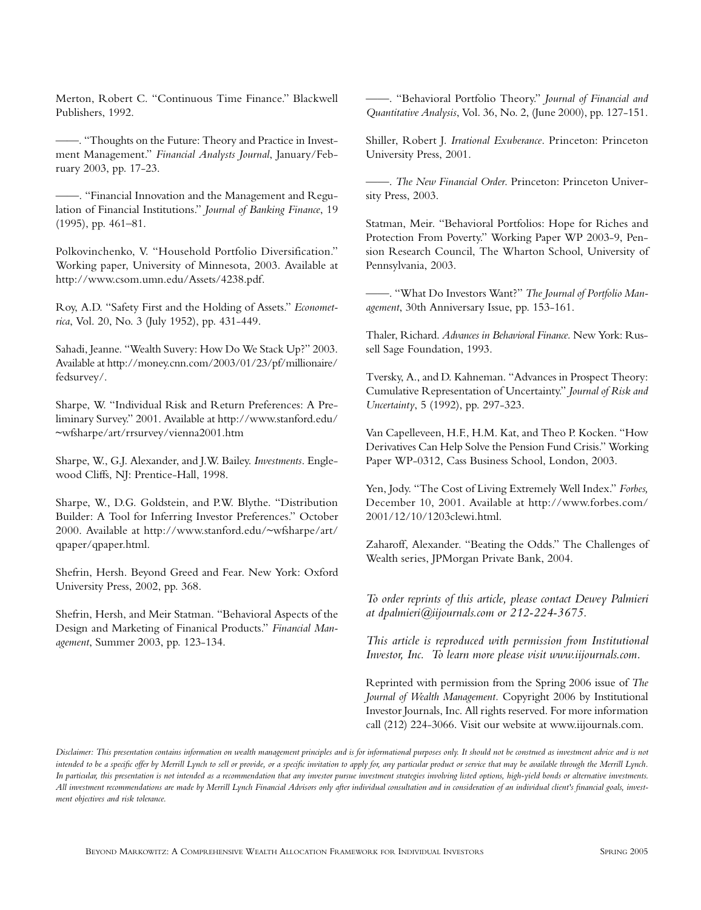Merton, Robert C. "Continuous Time Finance." Blackwell Publishers, 1992.

——. "Thoughts on the Future: Theory and Practice in Investment Management." *Financial Analysts Journal*, January/February 2003, pp. 17-23.

——. "Financial Innovation and the Management and Regulation of Financial Institutions." *Journal of Banking Finance*, 19 (1995), pp. 461–81.

Polkovinchenko, V. "Household Portfolio Diversification." Working paper, University of Minnesota, 2003. Available at http://www.csom.umn.edu/Assets/4238.pdf.

Roy, A.D. "Safety First and the Holding of Assets." *Econometrica*, Vol. 20, No. 3 (July 1952), pp. 431-449.

Sahadi, Jeanne. "Wealth Suvery: How Do We Stack Up?" 2003. Available at http://money.cnn.com/2003/01/23/pf/millionaire/fedsurvey/.

Sharpe, W. "Individual Risk and Return Preferences: A Preliminary Survey." 2001. Available at http://www.stanford.edu/~wfsharpe/art/rrsurvey/vienna2001.htm

Sharpe, W., G.J. Alexander, and J.W. Bailey. *Investments*. Englewood Cliffs, NJ: Prentice-Hall, 1998.

Sharpe, W., D.G. Goldstein, and P.W. Blythe. "Distribution Builder: A Tool for Inferring Investor Preferences." October 2000. Available at http://www.stanford.edu/~wfsharpe/art/qpaper/qpaper.html.

Shefrin, Hersh. Beyond Greed and Fear. New York: Oxford University Press, 2002, pp. 368.

Shefrin, Hersh, and Meir Statman. "Behavioral Aspects of the Design and Marketing of Finanical Products." *Financial Management*, Summer 2003, pp. 123-134.

——. "Behavioral Portfolio Theory." *Journal of Financial and Quantitative Analysis*, Vol. 36, No. 2, (June 2000), pp. 127-151.

Shiller, Robert J. *Irrational Exuberance*. Princeton: Princeton University Press, 2001.

——. *The New Financial Order*. Princeton: Princeton University Press, 2003.

Statman, Meir. "Behavioral Portfolios: Hope for Riches and Protection From Poverty." Working Paper WP 2003-9, Pension Research Council, The Wharton School, University of Pennsylvania, 2003.

——. "What Do Investors Want?" *The Journal of Portfolio Management*, 30th Anniversary Issue, pp. 153-161.

Thaler, Richard. *Advances in Behavioral Finance*. New York: Russell Sage Foundation, 1993.

Tversky, A., and D. Kahneman. "Advances in Prospect Theory: Cumulative Representation of Uncertainty." *Journal of Risk and Uncertainty*, 5 (1992), pp. 297-323.

Van Capelleveen, H.F., H.M. Kat, and Theo P. Kocken. "How Derivatives Can Help Solve the Pension Fund Crisis." Working Paper WP-0312, Cass Business School, London, 2003.

Yen, Jody. "The Cost of Living Extremely Well Index." *Forbes,* December 10, 2001. Available at http://www.forbes.com/2001/12/10/1203clewi.html.

Zaharoff, Alexander. "Beating the Odds." The Challenges of Wealth series, JPMorgan Private Bank, 2004.

*To order reprints of this article, please contact Dewey Palmieri at dpalmieri@iijournals.com or 212-224-3675.*

*This article is reproduced with permission from Institutional Investor, Inc. To learn more please visit www.iijournals.com.*

Reprinted with permission from the Spring 2006 issue of *The Journal of Wealth Management.* Copyright 2006 by Institutional Investor Journals, Inc. All rights reserved. For more information call (212) 224-3066. Visit our website at www.iijournals.com.

*Disclaimer: This presentation contains information on wealth management principles and is for informational purposes only. It should not be construed as investment advice and is not intended to be a specific offer by Merrill Lynch to sell or provide, or a specific invitation to apply for, any particular product or service that may be available through the Merrill Lynch. In particular, this presentation is not intended as a recommendation that any investor pursue investment strategies involving listed options, high-yield bonds or alternative investments. All investment recommendations are made by Merrill Lynch Financial Advisors only after individual consultation and in consideration of an individual client's financial goals, investment objectives and risk tolerance.*